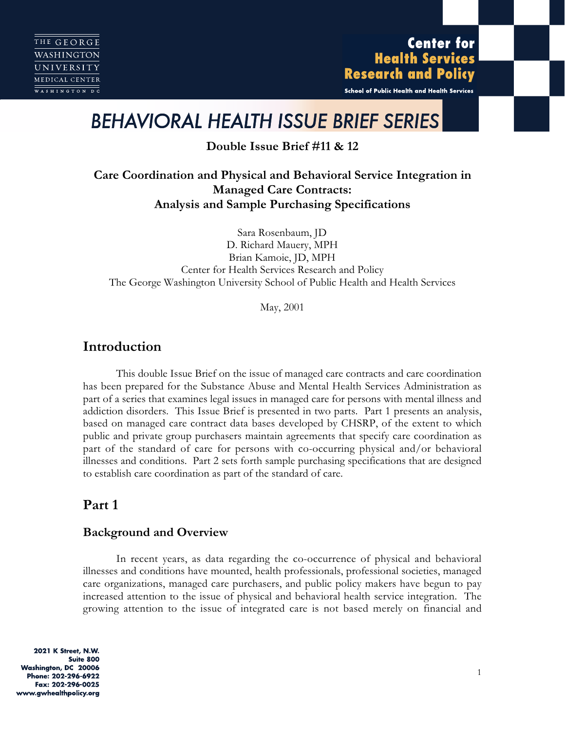THE GEORGE WASHINGTON UNIVERSITY MEDICAL CENTER WASHINGTON DC

Center for Health Services Research and Policy
School of Public Health and Health Services

# BEHAVIORAL HEALTH ISSUE BRIEF SERIES

**Double Issue Brief #11 & 12**

**Care Coordination and Physical and Behavioral Service Integration in Managed Care Contracts: Analysis and Sample Purchasing Specifications**

Sara Rosenbaum, JD
D. Richard Mauery, MPH
Brian Kamoie, JD, MPH
Center for Health Services Research and Policy
The George Washington University School of Public Health and Health Services

May, 2001

## Introduction

This double Issue Brief on the issue of managed care contracts and care coordination has been prepared for the Substance Abuse and Mental Health Services Administration as part of a series that examines legal issues in managed care for persons with mental illness and addiction disorders. This Issue Brief is presented in two parts. Part 1 presents an analysis, based on managed care contract data bases developed by CHSRP, of the extent to which public and private group purchasers maintain agreements that specify care coordination as part of the standard of care for persons with co-occurring physical and/or behavioral illnesses and conditions. Part 2 sets forth sample purchasing specifications that are designed to establish care coordination as part of the standard of care.

## Part 1

### Background and Overview

In recent years, as data regarding the co-occurrence of physical and behavioral illnesses and conditions have mounted, health professionals, professional societies, managed care organizations, managed care purchasers, and public policy makers have begun to pay increased attention to the issue of physical and behavioral health service integration. The growing attention to the issue of integrated care is not based merely on financial and

2021 K Street, N.W.
Suite 800
Washington, DC 20006
Phone: 202-296-6922
Fax: 202-296-0025
www.gwhealthpolicy.org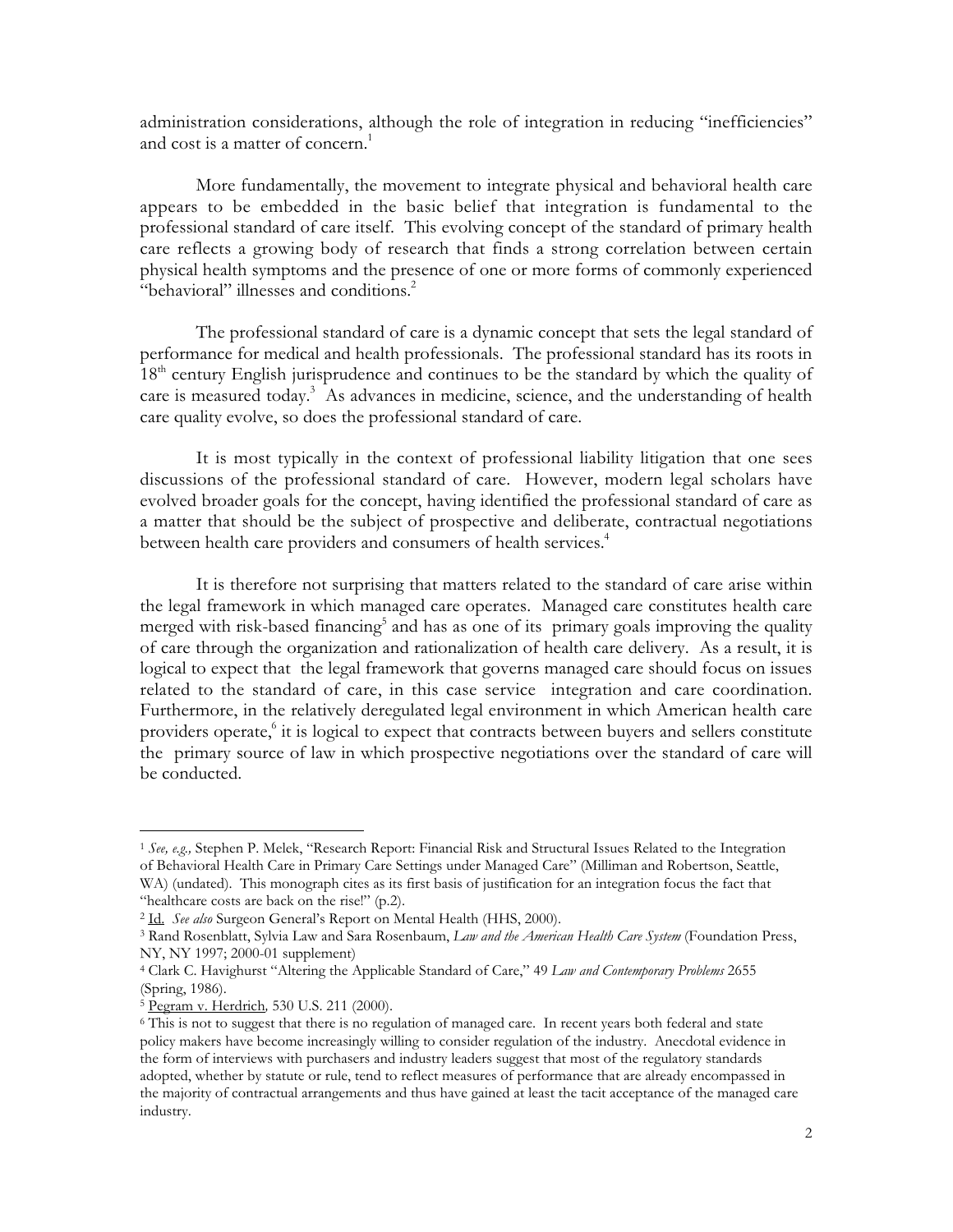administration considerations, although the role of integration in reducing "inefficiencies" and cost is a matter of concern.[1]

More fundamentally, the movement to integrate physical and behavioral health care appears to be embedded in the basic belief that integration is fundamental to the professional standard of care itself. This evolving concept of the standard of primary health care reflects a growing body of research that finds a strong correlation between certain physical health symptoms and the presence of one or more forms of commonly experienced "behavioral" illnesses and conditions.[2]

The professional standard of care is a dynamic concept that sets the legal standard of performance for medical and health professionals. The professional standard has its roots in 18th century English jurisprudence and continues to be the standard by which the quality of care is measured today.[3] As advances in medicine, science, and the understanding of health care quality evolve, so does the professional standard of care.

It is most typically in the context of professional liability litigation that one sees discussions of the professional standard of care. However, modern legal scholars have evolved broader goals for the concept, having identified the professional standard of care as a matter that should be the subject of prospective and deliberate, contractual negotiations between health care providers and consumers of health services.[4]

It is therefore not surprising that matters related to the standard of care arise within the legal framework in which managed care operates. Managed care constitutes health care merged with risk-based financing[5] and has as one of its primary goals improving the quality of care through the organization and rationalization of health care delivery. As a result, it is logical to expect that the legal framework that governs managed care should focus on issues related to the standard of care, in this case service integration and care coordination. Furthermore, in the relatively deregulated legal environment in which American health care providers operate,[6] it is logical to expect that contracts between buyers and sellers constitute the primary source of law in which prospective negotiations over the standard of care will be conducted.

---

[1] *See, e.g.,* Stephen P. Melek, "Research Report: Financial Risk and Structural Issues Related to the Integration of Behavioral Health Care in Primary Care Settings under Managed Care" (Milliman and Robertson, Seattle, WA) (undated). This monograph cites as its first basis of justification for an integration focus the fact that "healthcare costs are back on the rise!" (p.2).

[2] Id. *See also* Surgeon General's Report on Mental Health (HHS, 2000).

[3] Rand Rosenblatt, Sylvia Law and Sara Rosenbaum, *Law and the American Health Care System* (Foundation Press, NY, NY 1997; 2000-01 supplement)

[4] Clark C. Havighurst "Altering the Applicable Standard of Care," 49 *Law and Contemporary Problems* 2655 (Spring, 1986).

[5] Pegram v. Herdrich, 530 U.S. 211 (2000).

[6] This is not to suggest that there is no regulation of managed care. In recent years both federal and state policy makers have become increasingly willing to consider regulation of the industry. Anecdotal evidence in the form of interviews with purchasers and industry leaders suggest that most of the regulatory standards adopted, whether by statute or rule, tend to reflect measures of performance that are already encompassed in the majority of contractual arrangements and thus have gained at least the tacit acceptance of the managed care industry.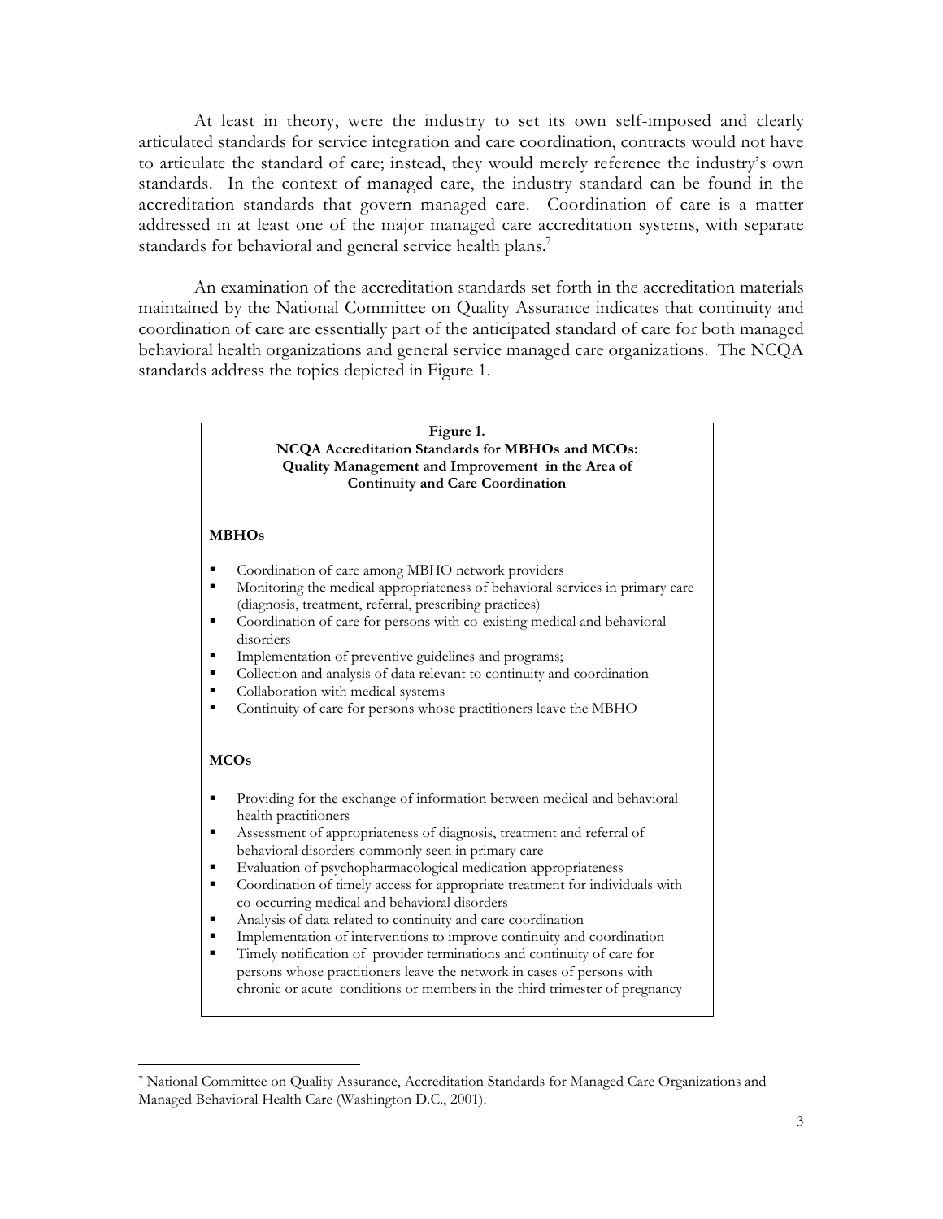At least in theory, were the industry to set its own self-imposed and clearly articulated standards for service integration and care coordination, contracts would not have to articulate the standard of care; instead, they would merely reference the industry's own standards. In the context of managed care, the industry standard can be found in the accreditation standards that govern managed care. Coordination of care is a matter addressed in at least one of the major managed care accreditation systems, with separate standards for behavioral and general service health plans.[7]

An examination of the accreditation standards set forth in the accreditation materials maintained by the National Committee on Quality Assurance indicates that continuity and coordination of care are essentially part of the anticipated standard of care for both managed behavioral health organizations and general service managed care organizations. The NCQA standards address the topics depicted in Figure 1.

**Figure 1.**
**NCQA Accreditation Standards for MBHOs and MCOs: Quality Management and Improvement in the Area of Continuity and Care Coordination**

**MBHOs**

- Coordination of care among MBHO network providers
- Monitoring the medical appropriateness of behavioral services in primary care (diagnosis, treatment, referral, prescribing practices)
- Coordination of care for persons with co-existing medical and behavioral disorders
- Implementation of preventive guidelines and programs;
- Collection and analysis of data relevant to continuity and coordination
- Collaboration with medical systems
- Continuity of care for persons whose practitioners leave the MBHO

**MCOs**

- Providing for the exchange of information between medical and behavioral health practitioners
- Assessment of appropriateness of diagnosis, treatment and referral of behavioral disorders commonly seen in primary care
- Evaluation of psychopharmacological medication appropriateness
- Coordination of timely access for appropriate treatment for individuals with co-occurring medical and behavioral disorders
- Analysis of data related to continuity and care coordination
- Implementation of interventions to improve continuity and coordination
- Timely notification of provider terminations and continuity of care for persons whose practitioners leave the network in cases of persons with chronic or acute conditions or members in the third trimester of pregnancy

---

[7] National Committee on Quality Assurance, Accreditation Standards for Managed Care Organizations and Managed Behavioral Health Care (Washington D.C., 2001).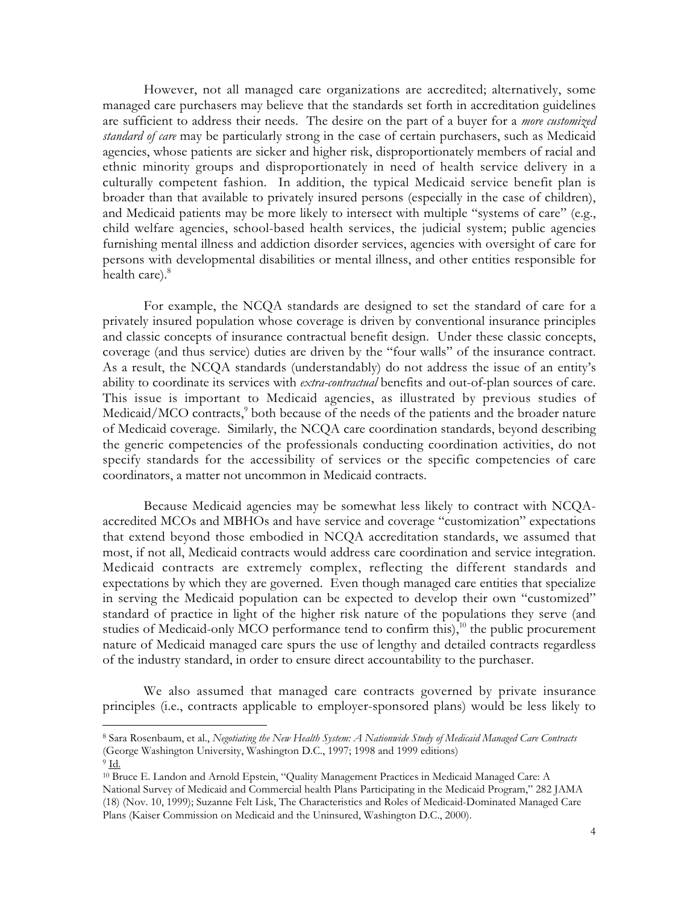However, not all managed care organizations are accredited; alternatively, some managed care purchasers may believe that the standards set forth in accreditation guidelines are sufficient to address their needs. The desire on the part of a buyer for a *more customized standard of care* may be particularly strong in the case of certain purchasers, such as Medicaid agencies, whose patients are sicker and higher risk, disproportionately members of racial and ethnic minority groups and disproportionately in need of health service delivery in a culturally competent fashion. In addition, the typical Medicaid service benefit plan is broader than that available to privately insured persons (especially in the case of children), and Medicaid patients may be more likely to intersect with multiple "systems of care" (e.g., child welfare agencies, school-based health services, the judicial system; public agencies furnishing mental illness and addiction disorder services, agencies with oversight of care for persons with developmental disabilities or mental illness, and other entities responsible for health care).[8]

For example, the NCQA standards are designed to set the standard of care for a privately insured population whose coverage is driven by conventional insurance principles and classic concepts of insurance contractual benefit design. Under these classic concepts, coverage (and thus service) duties are driven by the "four walls" of the insurance contract. As a result, the NCQA standards (understandably) do not address the issue of an entity's ability to coordinate its services with *extra-contractual* benefits and out-of-plan sources of care. This issue is important to Medicaid agencies, as illustrated by previous studies of Medicaid/MCO contracts,[9] both because of the needs of the patients and the broader nature of Medicaid coverage. Similarly, the NCQA care coordination standards, beyond describing the generic competencies of the professionals conducting coordination activities, do not specify standards for the accessibility of services or the specific competencies of care coordinators, a matter not uncommon in Medicaid contracts.

Because Medicaid agencies may be somewhat less likely to contract with NCQA-accredited MCOs and MBHOs and have service and coverage "customization" expectations that extend beyond those embodied in NCQA accreditation standards, we assumed that most, if not all, Medicaid contracts would address care coordination and service integration. Medicaid contracts are extremely complex, reflecting the different standards and expectations by which they are governed. Even though managed care entities that specialize in serving the Medicaid population can be expected to develop their own "customized" standard of practice in light of the higher risk nature of the populations they serve (and studies of Medicaid-only MCO performance tend to confirm this),[10] the public procurement nature of Medicaid managed care spurs the use of lengthy and detailed contracts regardless of the industry standard, in order to ensure direct accountability to the purchaser.

We also assumed that managed care contracts governed by private insurance principles (i.e., contracts applicable to employer-sponsored plans) would be less likely to

---

[8] Sara Rosenbaum, et al., *Negotiating the New Health System: A Nationwide Study of Medicaid Managed Care Contracts* (George Washington University, Washington D.C., 1997; 1998 and 1999 editions)

[9] Id.

[10] Bruce E. Landon and Arnold Epstein, "Quality Management Practices in Medicaid Managed Care: A National Survey of Medicaid and Commercial health Plans Participating in the Medicaid Program," 282 JAMA (18) (Nov. 10, 1999); Suzanne Felt Lisk, The Characteristics and Roles of Medicaid-Dominated Managed Care Plans (Kaiser Commission on Medicaid and the Uninsured, Washington D.C., 2000).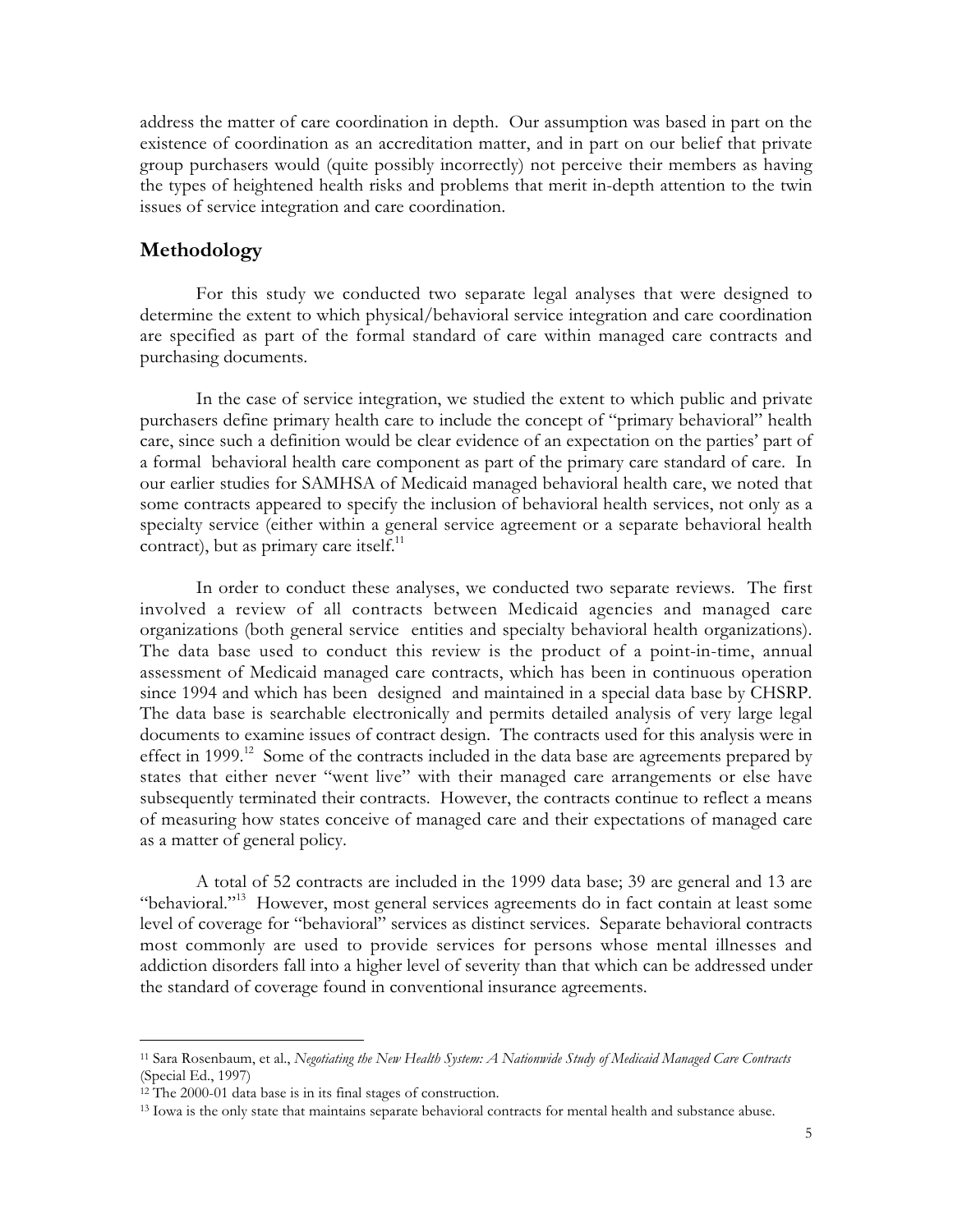address the matter of care coordination in depth. Our assumption was based in part on the existence of coordination as an accreditation matter, and in part on our belief that private group purchasers would (quite possibly incorrectly) not perceive their members as having the types of heightened health risks and problems that merit in-depth attention to the twin issues of service integration and care coordination.

## Methodology

For this study we conducted two separate legal analyses that were designed to determine the extent to which physical/behavioral service integration and care coordination are specified as part of the formal standard of care within managed care contracts and purchasing documents.

In the case of service integration, we studied the extent to which public and private purchasers define primary health care to include the concept of "primary behavioral" health care, since such a definition would be clear evidence of an expectation on the parties' part of a formal behavioral health care component as part of the primary care standard of care. In our earlier studies for SAMHSA of Medicaid managed behavioral health care, we noted that some contracts appeared to specify the inclusion of behavioral health services, not only as a specialty service (either within a general service agreement or a separate behavioral health contract), but as primary care itself.[11]

In order to conduct these analyses, we conducted two separate reviews. The first involved a review of all contracts between Medicaid agencies and managed care organizations (both general service entities and specialty behavioral health organizations). The data base used to conduct this review is the product of a point-in-time, annual assessment of Medicaid managed care contracts, which has been in continuous operation since 1994 and which has been designed and maintained in a special data base by CHSRP. The data base is searchable electronically and permits detailed analysis of very large legal documents to examine issues of contract design. The contracts used for this analysis were in effect in 1999.[12] Some of the contracts included in the data base are agreements prepared by states that either never "went live" with their managed care arrangements or else have subsequently terminated their contracts. However, the contracts continue to reflect a means of measuring how states conceive of managed care and their expectations of managed care as a matter of general policy.

A total of 52 contracts are included in the 1999 data base; 39 are general and 13 are "behavioral."[13] However, most general services agreements do in fact contain at least some level of coverage for "behavioral" services as distinct services. Separate behavioral contracts most commonly are used to provide services for persons whose mental illnesses and addiction disorders fall into a higher level of severity than that which can be addressed under the standard of coverage found in conventional insurance agreements.

---

[11] Sara Rosenbaum, et al., *Negotiating the New Health System: A Nationwide Study of Medicaid Managed Care Contracts* (Special Ed., 1997)

[12] The 2000-01 data base is in its final stages of construction.

[13] Iowa is the only state that maintains separate behavioral contracts for mental health and substance abuse.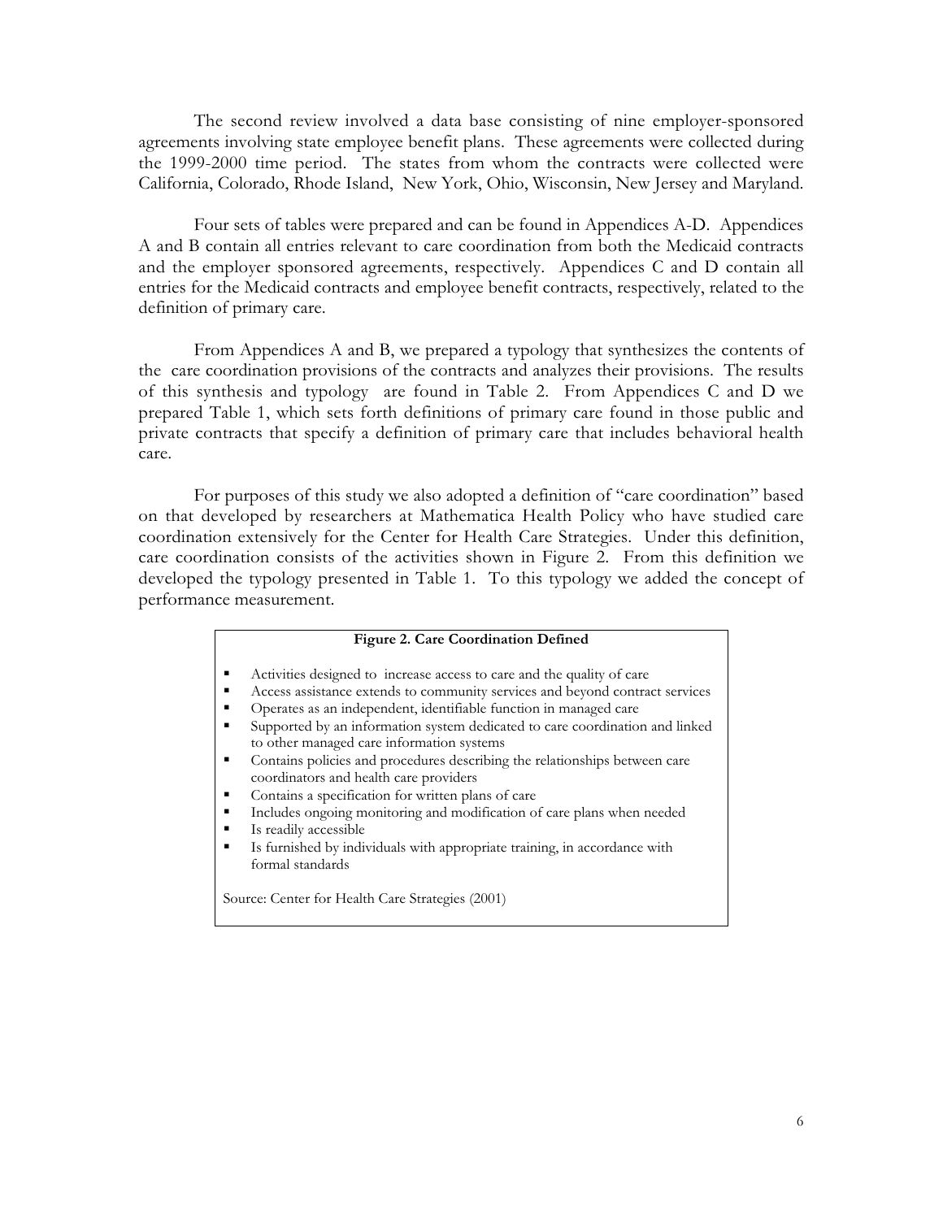The second review involved a data base consisting of nine employer-sponsored agreements involving state employee benefit plans. These agreements were collected during the 1999-2000 time period. The states from whom the contracts were collected were California, Colorado, Rhode Island, New York, Ohio, Wisconsin, New Jersey and Maryland.

Four sets of tables were prepared and can be found in Appendices A-D. Appendices A and B contain all entries relevant to care coordination from both the Medicaid contracts and the employer sponsored agreements, respectively. Appendices C and D contain all entries for the Medicaid contracts and employee benefit contracts, respectively, related to the definition of primary care.

From Appendices A and B, we prepared a typology that synthesizes the contents of the care coordination provisions of the contracts and analyzes their provisions. The results of this synthesis and typology are found in Table 2. From Appendices C and D we prepared Table 1, which sets forth definitions of primary care found in those public and private contracts that specify a definition of primary care that includes behavioral health care.

For purposes of this study we also adopted a definition of "care coordination" based on that developed by researchers at Mathematica Health Policy who have studied care coordination extensively for the Center for Health Care Strategies. Under this definition, care coordination consists of the activities shown in Figure 2. From this definition we developed the typology presented in Table 1. To this typology we added the concept of performance measurement.

**Figure 2. Care Coordination Defined**

- Activities designed to increase access to care and the quality of care
- Access assistance extends to community services and beyond contract services
- Operates as an independent, identifiable function in managed care
- Supported by an information system dedicated to care coordination and linked to other managed care information systems
- Contains policies and procedures describing the relationships between care coordinators and health care providers
- Contains a specification for written plans of care
- Includes ongoing monitoring and modification of care plans when needed
- Is readily accessible
- Is furnished by individuals with appropriate training, in accordance with formal standards

Source: Center for Health Care Strategies (2001)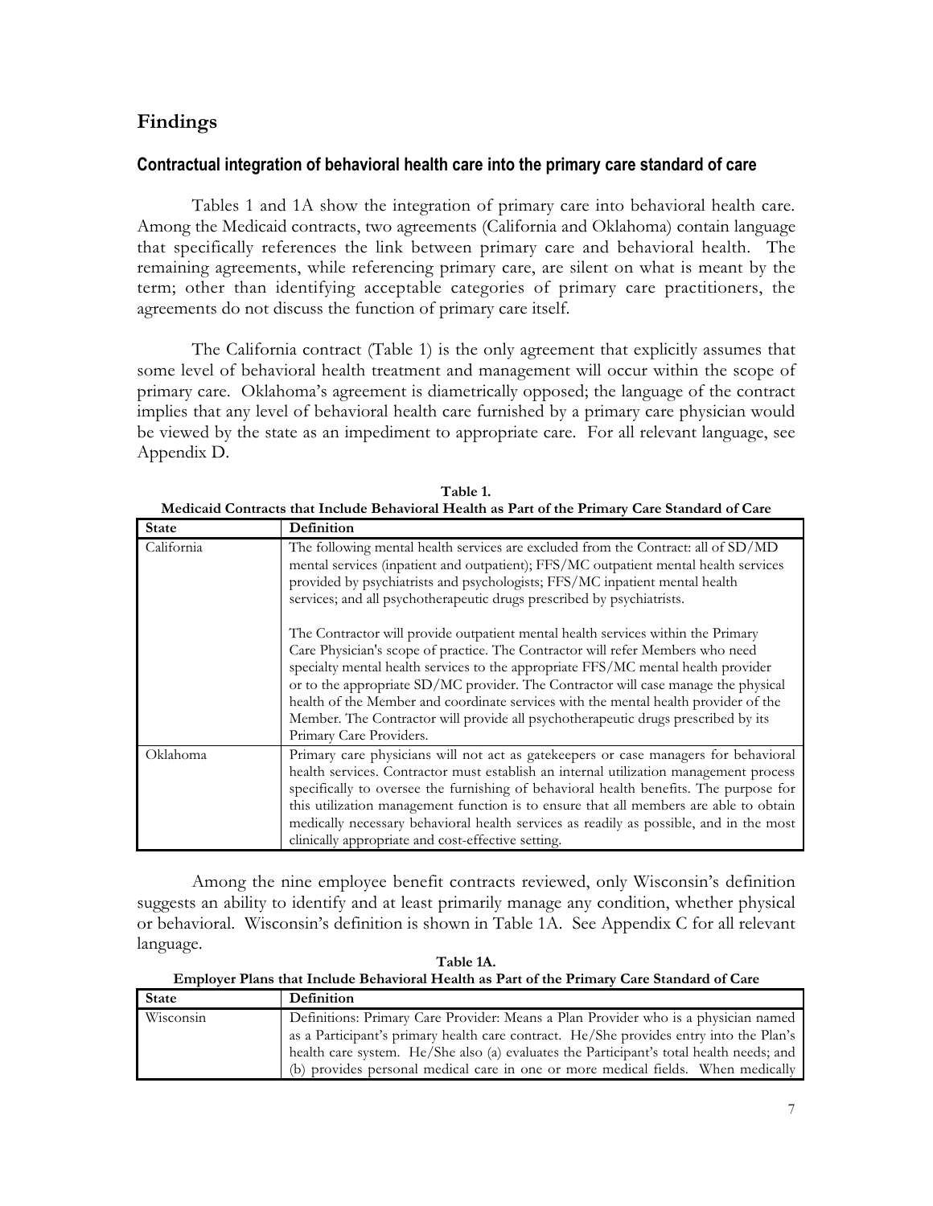## Findings

### Contractual integration of behavioral health care into the primary care standard of care

Tables 1 and 1A show the integration of primary care into behavioral health care. Among the Medicaid contracts, two agreements (California and Oklahoma) contain language that specifically references the link between primary care and behavioral health. The remaining agreements, while referencing primary care, are silent on what is meant by the term; other than identifying acceptable categories of primary care practitioners, the agreements do not discuss the function of primary care itself.

The California contract (Table 1) is the only agreement that explicitly assumes that some level of behavioral health treatment and management will occur within the scope of primary care. Oklahoma's agreement is diametrically opposed; the language of the contract implies that any level of behavioral health care furnished by a primary care physician would be viewed by the state as an impediment to appropriate care. For all relevant language, see Appendix D.

**Table 1.**
**Medicaid Contracts that Include Behavioral Health as Part of the Primary Care Standard of Care**

| State | Definition |
|---|---|
| California | The following mental health services are excluded from the Contract: all of SD/MD mental services (inpatient and outpatient); FFS/MC outpatient mental health services provided by psychiatrists and psychologists; FFS/MC inpatient mental health services; and all psychotherapeutic drugs prescribed by psychiatrists.<br><br>The Contractor will provide outpatient mental health services within the Primary Care Physician's scope of practice. The Contractor will refer Members who need specialty mental health services to the appropriate FFS/MC mental health provider or to the appropriate SD/MC provider. The Contractor will case manage the physical health of the Member and coordinate services with the mental health provider of the Member. The Contractor will provide all psychotherapeutic drugs prescribed by its Primary Care Providers. |
| Oklahoma | Primary care physicians will not act as gatekeepers or case managers for behavioral health services. Contractor must establish an internal utilization management process specifically to oversee the furnishing of behavioral health benefits. The purpose for this utilization management function is to ensure that all members are able to obtain medically necessary behavioral health services as readily as possible, and in the most clinically appropriate and cost-effective setting. |

Among the nine employee benefit contracts reviewed, only Wisconsin's definition suggests an ability to identify and at least primarily manage any condition, whether physical or behavioral. Wisconsin's definition is shown in Table 1A. See Appendix C for all relevant language.

**Table 1A.**
**Employer Plans that Include Behavioral Health as Part of the Primary Care Standard of Care**

| State | Definition |
|---|---|
| Wisconsin | Definitions: Primary Care Provider: Means a Plan Provider who is a physician named as a Participant's primary health care contract. He/She provides entry into the Plan's health care system. He/She also (a) evaluates the Participant's total health needs; and (b) provides personal medical care in one or more medical fields. When medically |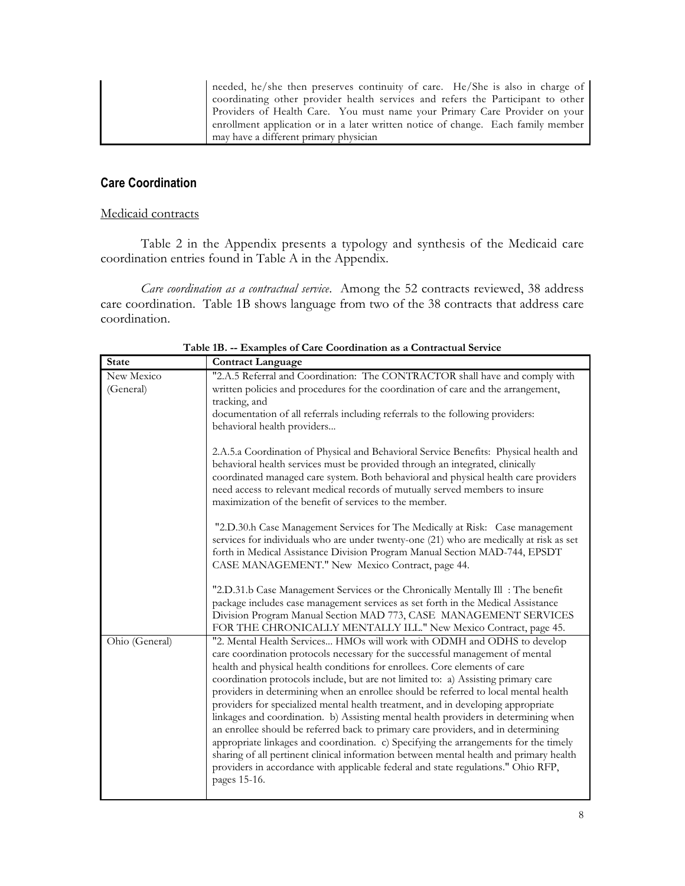| | needed, he/she then preserves continuity of care. He/She is also in charge of coordinating other provider health services and refers the Participant to other Providers of Health Care. You must name your Primary Care Provider on your enrollment application or in a later written notice of change. Each family member may have a different primary physician |
|---|---|

## Care Coordination

Medicaid contracts

Table 2 in the Appendix presents a typology and synthesis of the Medicaid care coordination entries found in Table A in the Appendix.

*Care coordination as a contractual service*. Among the 52 contracts reviewed, 38 address care coordination. Table 1B shows language from two of the 38 contracts that address care coordination.

**Table 1B. -- Examples of Care Coordination as a Contractual Service**

| State | Contract Language |
|---|---|
| New Mexico (General) | "2.A.5 Referral and Coordination: The CONTRACTOR shall have and comply with written policies and procedures for the coordination of care and the arrangement, tracking, and documentation of all referrals including referrals to the following providers: behavioral health providers... <br><br> 2.A.5.a Coordination of Physical and Behavioral Service Benefits: Physical health and behavioral health services must be provided through an integrated, clinically coordinated managed care system. Both behavioral and physical health care providers need access to relevant medical records of mutually served members to insure maximization of the benefit of services to the member. <br><br> "2.D.30.h Case Management Services for The Medically at Risk: Case management services for individuals who are under twenty-one (21) who are medically at risk as set forth in Medical Assistance Division Program Manual Section MAD-744, EPSDT CASE MANAGEMENT." New Mexico Contract, page 44. <br><br> "2.D.31.b Case Management Services or the Chronically Mentally Ill : The benefit package includes case management services as set forth in the Medical Assistance Division Program Manual Section MAD 773, CASE MANAGEMENT SERVICES FOR THE CHRONICALLY MENTALLY ILL." New Mexico Contract, page 45. |
| Ohio (General) | "2. Mental Health Services... HMOs will work with ODMH and ODHS to develop care coordination protocols necessary for the successful management of mental health and physical health conditions for enrollees. Core elements of care coordination protocols include, but are not limited to: a) Assisting primary care providers in determining when an enrollee should be referred to local mental health providers for specialized mental health treatment, and in developing appropriate linkages and coordination. b) Assisting mental health providers in determining when an enrollee should be referred back to primary care providers, and in determining appropriate linkages and coordination. c) Specifying the arrangements for the timely sharing of all pertinent clinical information between mental health and primary health providers in accordance with applicable federal and state regulations." Ohio RFP, pages 15-16. |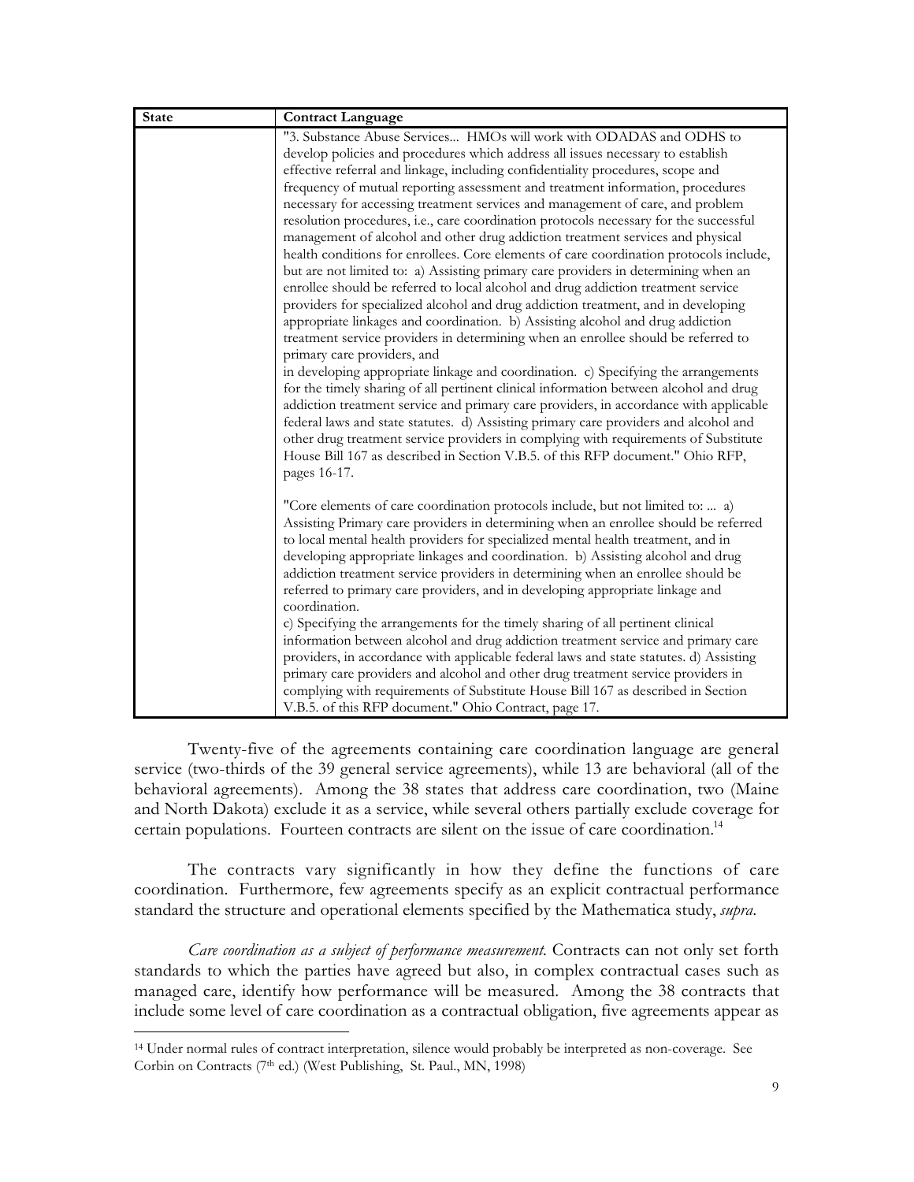| State | Contract Language |
|---|---|
| | "3. Substance Abuse Services... HMOs will work with ODADAS and ODHS to develop policies and procedures which address all issues necessary to establish effective referral and linkage, including confidentiality procedures, scope and frequency of mutual reporting assessment and treatment information, procedures necessary for accessing treatment services and management of care, and problem resolution procedures, i.e., care coordination protocols necessary for the successful management of alcohol and other drug addiction treatment services and physical health conditions for enrollees. Core elements of care coordination protocols include, but are not limited to: a) Assisting primary care providers in determining when an enrollee should be referred to local alcohol and drug addiction treatment service providers for specialized alcohol and drug addiction treatment, and in developing appropriate linkages and coordination. b) Assisting alcohol and drug addiction treatment service providers in determining when an enrollee should be referred to primary care providers, and in developing appropriate linkage and coordination. c) Specifying the arrangements for the timely sharing of all pertinent clinical information between alcohol and drug addiction treatment service and primary care providers, in accordance with applicable federal laws and state statutes. d) Assisting primary care providers and alcohol and other drug treatment service providers in complying with requirements of Substitute House Bill 167 as described in Section V.B.5. of this RFP document." Ohio RFP, pages 16-17.<br><br>"Core elements of care coordination protocols include, but not limited to: ... a) Assisting Primary care providers in determining when an enrollee should be referred to local mental health providers for specialized mental health treatment, and in developing appropriate linkages and coordination. b) Assisting alcohol and drug addiction treatment service providers in determining when an enrollee should be referred to primary care providers, and in developing appropriate linkage and coordination.<br>c) Specifying the arrangements for the timely sharing of all pertinent clinical information between alcohol and drug addiction treatment service and primary care providers, in accordance with applicable federal laws and state statutes. d) Assisting primary care providers and alcohol and other drug treatment service providers in complying with requirements of Substitute House Bill 167 as described in Section V.B.5. of this RFP document." Ohio Contract, page 17. |

Twenty-five of the agreements containing care coordination language are general service (two-thirds of the 39 general service agreements), while 13 are behavioral (all of the behavioral agreements). Among the 38 states that address care coordination, two (Maine and North Dakota) exclude it as a service, while several others partially exclude coverage for certain populations. Fourteen contracts are silent on the issue of care coordination.[14]

The contracts vary significantly in how they define the functions of care coordination. Furthermore, few agreements specify as an explicit contractual performance standard the structure and operational elements specified by the Mathematica study, *supra*.

*Care coordination as a subject of performance measurement.* Contracts can not only set forth standards to which the parties have agreed but also, in complex contractual cases such as managed care, identify how performance will be measured. Among the 38 contracts that include some level of care coordination as a contractual obligation, five agreements appear as

[14] Under normal rules of contract interpretation, silence would probably be interpreted as non-coverage. See Corbin on Contracts (7th ed.) (West Publishing, St. Paul., MN, 1998)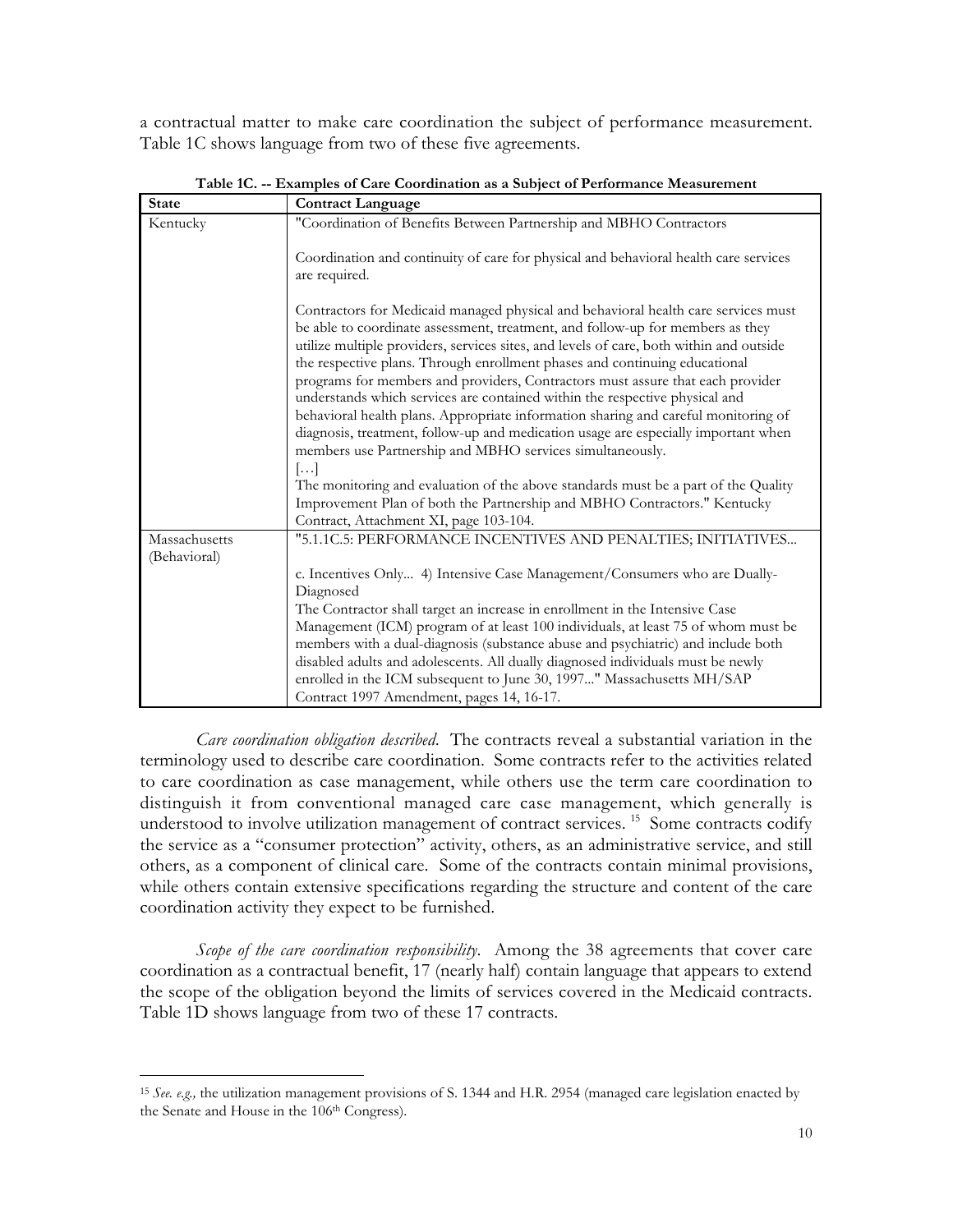a contractual matter to make care coordination the subject of performance measurement. Table 1C shows language from two of these five agreements.

**Table 1C. -- Examples of Care Coordination as a Subject of Performance Measurement**

| State | Contract Language |
|---|---|
| Kentucky | "Coordination of Benefits Between Partnership and MBHO Contractors<br><br>Coordination and continuity of care for physical and behavioral health care services are required.<br><br>Contractors for Medicaid managed physical and behavioral health care services must be able to coordinate assessment, treatment, and follow-up for members as they utilize multiple providers, services sites, and levels of care, both within and outside the respective plans. Through enrollment phases and continuing educational programs for members and providers, Contractors must assure that each provider understands which services are contained within the respective physical and behavioral health plans. Appropriate information sharing and careful monitoring of diagnosis, treatment, follow-up and medication usage are especially important when members use Partnership and MBHO services simultaneously.<br>[…]<br>The monitoring and evaluation of the above standards must be a part of the Quality Improvement Plan of both the Partnership and MBHO Contractors." Kentucky Contract, Attachment XI, page 103-104. |
| Massachusetts (Behavioral) | "5.1.1C.5: PERFORMANCE INCENTIVES AND PENALTIES; INITIATIVES...<br><br>c. Incentives Only... 4) Intensive Case Management/Consumers who are Dually-Diagnosed<br>The Contractor shall target an increase in enrollment in the Intensive Case Management (ICM) program of at least 100 individuals, at least 75 of whom must be members with a dual-diagnosis (substance abuse and psychiatric) and include both disabled adults and adolescents. All dually diagnosed individuals must be newly enrolled in the ICM subsequent to June 30, 1997..." Massachusetts MH/SAP Contract 1997 Amendment, pages 14, 16-17. |

*Care coordination obligation described*. The contracts reveal a substantial variation in the terminology used to describe care coordination. Some contracts refer to the activities related to care coordination as case management, while others use the term care coordination to distinguish it from conventional managed care case management, which generally is understood to involve utilization management of contract services. [15] Some contracts codify the service as a "consumer protection" activity, others, as an administrative service, and still others, as a component of clinical care. Some of the contracts contain minimal provisions, while others contain extensive specifications regarding the structure and content of the care coordination activity they expect to be furnished.

*Scope of the care coordination responsibility*. Among the 38 agreements that cover care coordination as a contractual benefit, 17 (nearly half) contain language that appears to extend the scope of the obligation beyond the limits of services covered in the Medicaid contracts. Table 1D shows language from two of these 17 contracts.

[15] *See. e.g.,* the utilization management provisions of S. 1344 and H.R. 2954 (managed care legislation enacted by the Senate and House in the 106th Congress).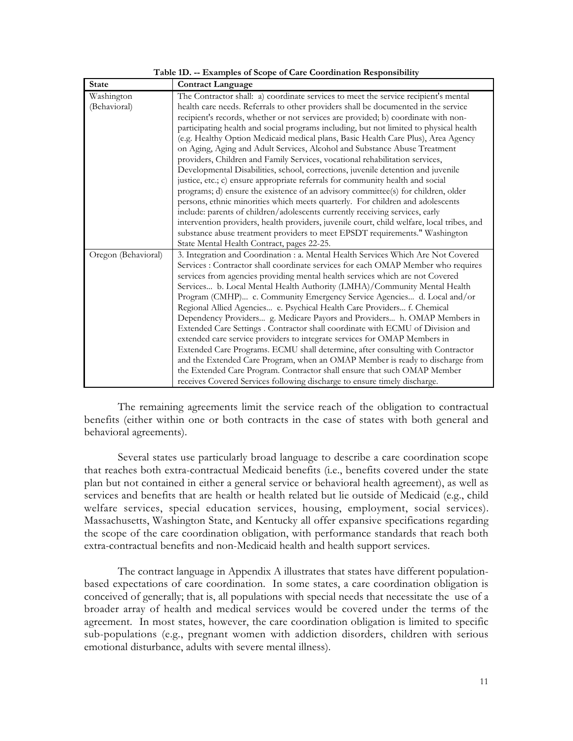**Table 1D. -- Examples of Scope of Care Coordination Responsibility**

| State | Contract Language |
|---|---|
| Washington (Behavioral) | The Contractor shall: a) coordinate services to meet the service recipient's mental health care needs. Referrals to other providers shall be documented in the service recipient's records, whether or not services are provided; b) coordinate with non-participating health and social programs including, but not limited to physical health (e.g. Healthy Option Medicaid medical plans, Basic Health Care Plus), Area Agency on Aging, Aging and Adult Services, Alcohol and Substance Abuse Treatment providers, Children and Family Services, vocational rehabilitation services, Developmental Disabilities, school, corrections, juvenile detention and juvenile justice, etc.; c) ensure appropriate referrals for community health and social programs; d) ensure the existence of an advisory committee(s) for children, older persons, ethnic minorities which meets quarterly. For children and adolescents include: parents of children/adolescents currently receiving services, early intervention providers, health providers, juvenile court, child welfare, local tribes, and substance abuse treatment providers to meet EPSDT requirements." Washington State Mental Health Contract, pages 22-25. |
| Oregon (Behavioral) | 3. Integration and Coordination : a. Mental Health Services Which Are Not Covered Services : Contractor shall coordinate services for each OMAP Member who requires services from agencies providing mental health services which are not Covered Services... b. Local Mental Health Authority (LMHA)/Community Mental Health Program (CMHP)... c. Community Emergency Service Agencies... d. Local and/or Regional Allied Agencies... e. Psychical Health Care Providers... f. Chemical Dependency Providers... g. Medicare Payors and Providers... h. OMAP Members in Extended Care Settings . Contractor shall coordinate with ECMU of Division and extended care service providers to integrate services for OMAP Members in Extended Care Programs. ECMU shall determine, after consulting with Contractor and the Extended Care Program, when an OMAP Member is ready to discharge from the Extended Care Program. Contractor shall ensure that such OMAP Member receives Covered Services following discharge to ensure timely discharge. |

The remaining agreements limit the service reach of the obligation to contractual benefits (either within one or both contracts in the case of states with both general and behavioral agreements).

Several states use particularly broad language to describe a care coordination scope that reaches both extra-contractual Medicaid benefits (i.e., benefits covered under the state plan but not contained in either a general service or behavioral health agreement), as well as services and benefits that are health or health related but lie outside of Medicaid (e.g., child welfare services, special education services, housing, employment, social services). Massachusetts, Washington State, and Kentucky all offer expansive specifications regarding the scope of the care coordination obligation, with performance standards that reach both extra-contractual benefits and non-Medicaid health and health support services.

The contract language in Appendix A illustrates that states have different population-based expectations of care coordination. In some states, a care coordination obligation is conceived of generally; that is, all populations with special needs that necessitate the use of a broader array of health and medical services would be covered under the terms of the agreement. In most states, however, the care coordination obligation is limited to specific sub-populations (e.g., pregnant women with addiction disorders, children with serious emotional disturbance, adults with severe mental illness).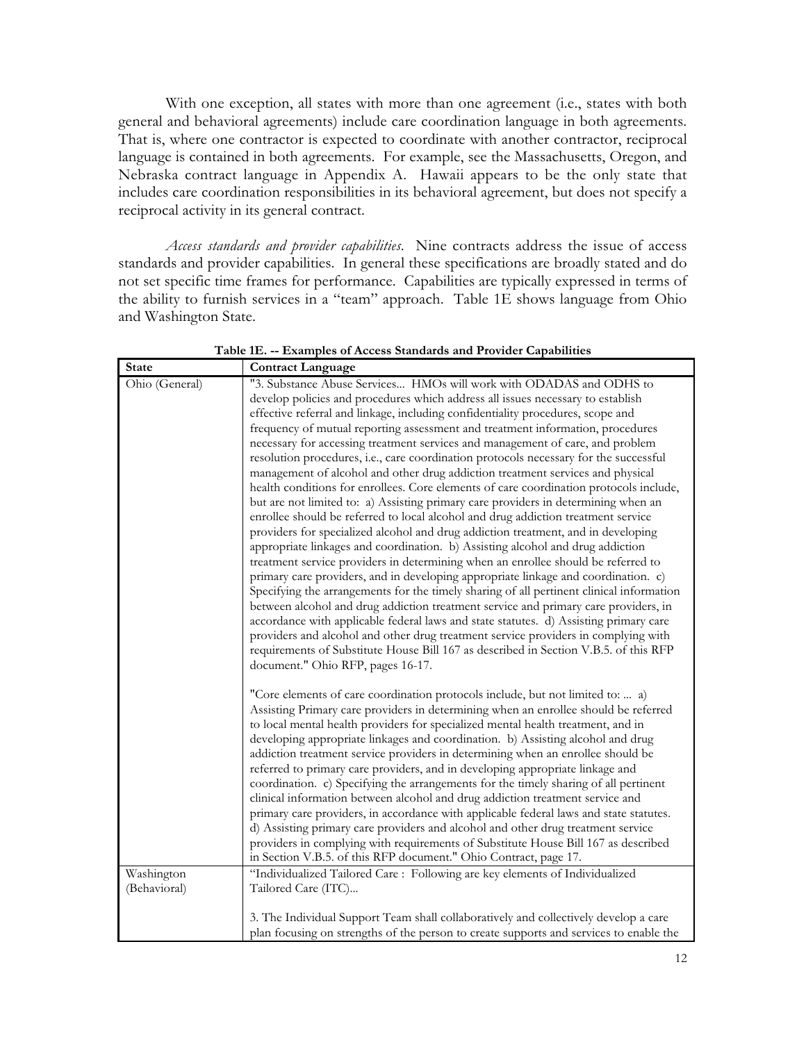With one exception, all states with more than one agreement (i.e., states with both general and behavioral agreements) include care coordination language in both agreements. That is, where one contractor is expected to coordinate with another contractor, reciprocal language is contained in both agreements. For example, see the Massachusetts, Oregon, and Nebraska contract language in Appendix A. Hawaii appears to be the only state that includes care coordination responsibilities in its behavioral agreement, but does not specify a reciprocal activity in its general contract.

*Access standards and provider capabilities.* Nine contracts address the issue of access standards and provider capabilities. In general these specifications are broadly stated and do not set specific time frames for performance. Capabilities are typically expressed in terms of the ability to furnish services in a "team" approach. Table 1E shows language from Ohio and Washington State.

**Table 1E. -- Examples of Access Standards and Provider Capabilities**

| State | Contract Language |
|---|---|
| Ohio (General) | "3. Substance Abuse Services... HMOs will work with ODADAS and ODHS to develop policies and procedures which address all issues necessary to establish effective referral and linkage, including confidentiality procedures, scope and frequency of mutual reporting assessment and treatment information, procedures necessary for accessing treatment services and management of care, and problem resolution procedures, i.e., care coordination protocols necessary for the successful management of alcohol and other drug addiction treatment services and physical health conditions for enrollees. Core elements of care coordination protocols include, but are not limited to: a) Assisting primary care providers in determining when an enrollee should be referred to local alcohol and drug addiction treatment service providers for specialized alcohol and drug addiction treatment, and in developing appropriate linkages and coordination. b) Assisting alcohol and drug addiction treatment service providers in determining when an enrollee should be referred to primary care providers, and in developing appropriate linkage and coordination. c) Specifying the arrangements for the timely sharing of all pertinent clinical information between alcohol and drug addiction treatment service and primary care providers, in accordance with applicable federal laws and state statutes. d) Assisting primary care providers and alcohol and other drug treatment service providers in complying with requirements of Substitute House Bill 167 as described in Section V.B.5. of this RFP document." Ohio RFP, pages 16-17.<br><br>"Core elements of care coordination protocols include, but not limited to: ... a) Assisting Primary care providers in determining when an enrollee should be referred to local mental health providers for specialized mental health treatment, and in developing appropriate linkages and coordination. b) Assisting alcohol and drug addiction treatment service providers in determining when an enrollee should be referred to primary care providers, and in developing appropriate linkage and coordination. c) Specifying the arrangements for the timely sharing of all pertinent clinical information between alcohol and drug addiction treatment service and primary care providers, in accordance with applicable federal laws and state statutes. d) Assisting primary care providers and alcohol and other drug treatment service providers in complying with requirements of Substitute House Bill 167 as described in Section V.B.5. of this RFP document." Ohio Contract, page 17. |
| Washington (Behavioral) | "Individualized Tailored Care : Following are key elements of Individualized Tailored Care (ITC)...<br><br>3. The Individual Support Team shall collaboratively and collectively develop a care plan focusing on strengths of the person to create supports and services to enable the |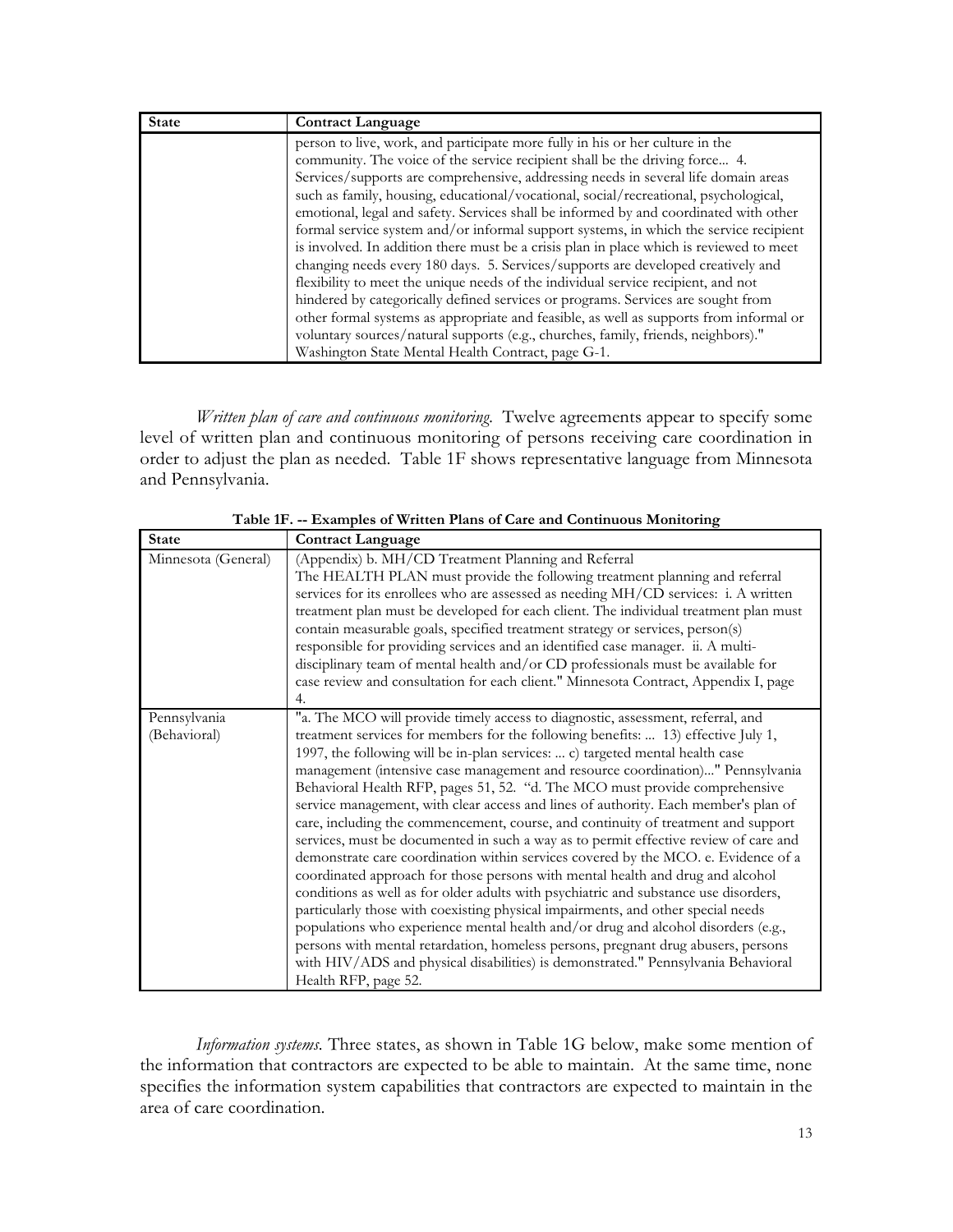| State | Contract Language |
| --- | --- |
| | person to live, work, and participate more fully in his or her culture in the community. The voice of the service recipient shall be the driving force... 4. Services/supports are comprehensive, addressing needs in several life domain areas such as family, housing, educational/vocational, social/recreational, psychological, emotional, legal and safety. Services shall be informed by and coordinated with other formal service system and/or informal support systems, in which the service recipient is involved. In addition there must be a crisis plan in place which is reviewed to meet changing needs every 180 days. 5. Services/supports are developed creatively and flexibility to meet the unique needs of the individual service recipient, and not hindered by categorically defined services or programs. Services are sought from other formal systems as appropriate and feasible, as well as supports from informal or voluntary sources/natural supports (e.g., churches, family, friends, neighbors)." Washington State Mental Health Contract, page G-1. |

*Written plan of care and continuous monitoring.* Twelve agreements appear to specify some level of written plan and continuous monitoring of persons receiving care coordination in order to adjust the plan as needed. Table 1F shows representative language from Minnesota and Pennsylvania.

**Table 1F. -- Examples of Written Plans of Care and Continuous Monitoring**

| State | Contract Language |
| --- | --- |
| Minnesota (General) | (Appendix) b. MH/CD Treatment Planning and Referral The HEALTH PLAN must provide the following treatment planning and referral services for its enrollees who are assessed as needing MH/CD services: i. A written treatment plan must be developed for each client. The individual treatment plan must contain measurable goals, specified treatment strategy or services, person(s) responsible for providing services and an identified case manager. ii. A multi-disciplinary team of mental health and/or CD professionals must be available for case review and consultation for each client." Minnesota Contract, Appendix I, page 4. |
| Pennsylvania (Behavioral) | "a. The MCO will provide timely access to diagnostic, assessment, referral, and treatment services for members for the following benefits: ... 13) effective July 1, 1997, the following will be in-plan services: ... c) targeted mental health case management (intensive case management and resource coordination)..." Pennsylvania Behavioral Health RFP, pages 51, 52. "d. The MCO must provide comprehensive service management, with clear access and lines of authority. Each member's plan of care, including the commencement, course, and continuity of treatment and support services, must be documented in such a way as to permit effective review of care and demonstrate care coordination within services covered by the MCO. e. Evidence of a coordinated approach for those persons with mental health and drug and alcohol conditions as well as for older adults with psychiatric and substance use disorders, particularly those with coexisting physical impairments, and other special needs populations who experience mental health and/or drug and alcohol disorders (e.g., persons with mental retardation, homeless persons, pregnant drug abusers, persons with HIV/ADS and physical disabilities) is demonstrated." Pennsylvania Behavioral Health RFP, page 52. |

*Information systems.* Three states, as shown in Table 1G below, make some mention of the information that contractors are expected to be able to maintain. At the same time, none specifies the information system capabilities that contractors are expected to maintain in the area of care coordination.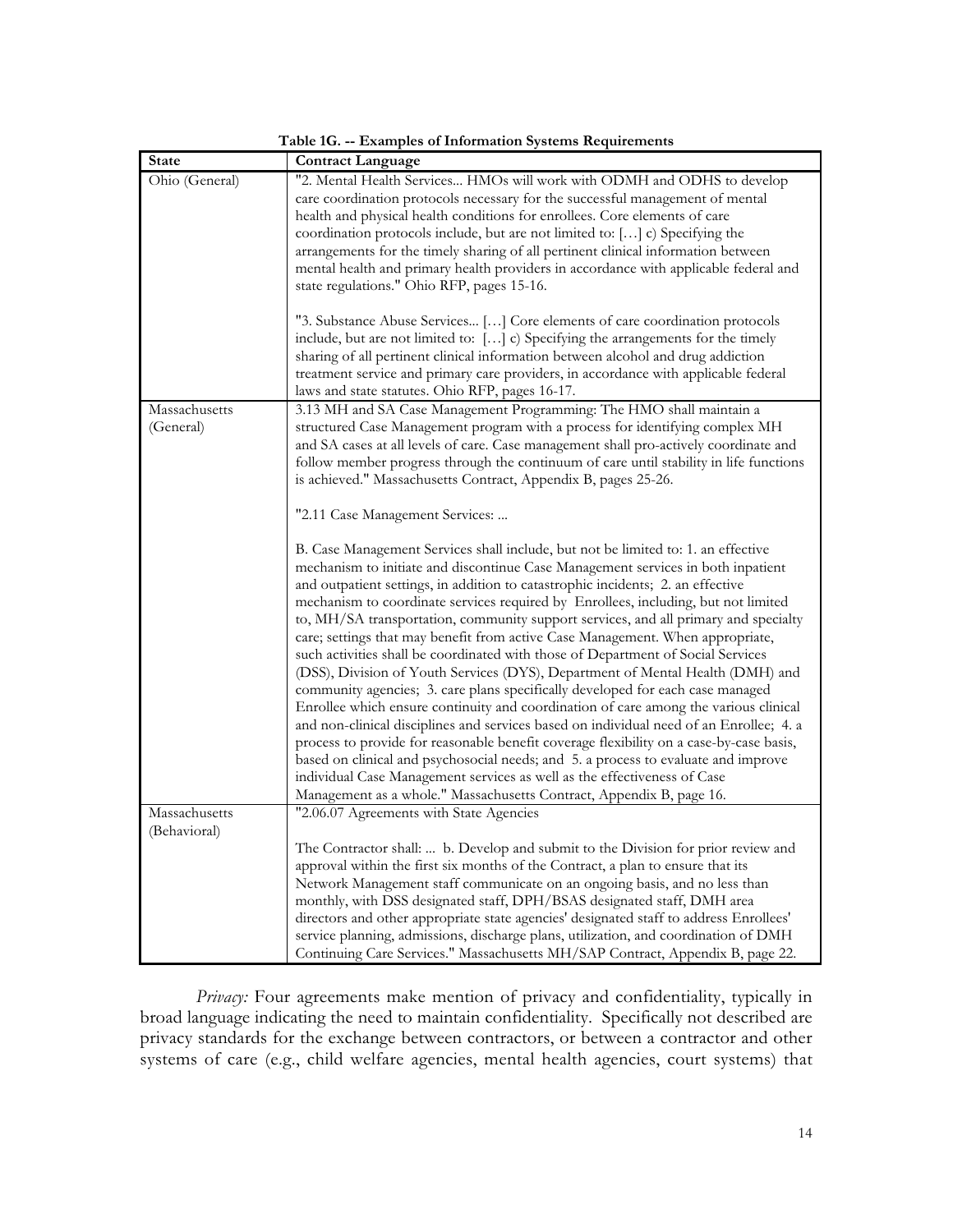**Table 1G. -- Examples of Information Systems Requirements**

| State | Contract Language |
|---|---|
| Ohio (General) | "2. Mental Health Services... HMOs will work with ODMH and ODHS to develop care coordination protocols necessary for the successful management of mental health and physical health conditions for enrollees. Core elements of care coordination protocols include, but are not limited to: […] c) Specifying the arrangements for the timely sharing of all pertinent clinical information between mental health and primary health providers in accordance with applicable federal and state regulations." Ohio RFP, pages 15-16.<br><br>"3. Substance Abuse Services... […] Core elements of care coordination protocols include, but are not limited to: […] c) Specifying the arrangements for the timely sharing of all pertinent clinical information between alcohol and drug addiction treatment service and primary care providers, in accordance with applicable federal laws and state statutes. Ohio RFP, pages 16-17. |
| Massachusetts (General) | 3.13 MH and SA Case Management Programming: The HMO shall maintain a structured Case Management program with a process for identifying complex MH and SA cases at all levels of care. Case management shall pro-actively coordinate and follow member progress through the continuum of care until stability in life functions is achieved." Massachusetts Contract, Appendix B, pages 25-26.<br><br>"2.11 Case Management Services: ...<br><br>B. Case Management Services shall include, but not be limited to: 1. an effective mechanism to initiate and discontinue Case Management services in both inpatient and outpatient settings, in addition to catastrophic incidents; 2. an effective mechanism to coordinate services required by Enrollees, including, but not limited to, MH/SA transportation, community support services, and all primary and specialty care; settings that may benefit from active Case Management. When appropriate, such activities shall be coordinated with those of Department of Social Services (DSS), Division of Youth Services (DYS), Department of Mental Health (DMH) and community agencies; 3. care plans specifically developed for each case managed Enrollee which ensure continuity and coordination of care among the various clinical and non-clinical disciplines and services based on individual need of an Enrollee; 4. a process to provide for reasonable benefit coverage flexibility on a case-by-case basis, based on clinical and psychosocial needs; and 5. a process to evaluate and improve individual Case Management services as well as the effectiveness of Case Management as a whole." Massachusetts Contract, Appendix B, page 16. |
| Massachusetts (Behavioral) | "2.06.07 Agreements with State Agencies<br><br>The Contractor shall: ... b. Develop and submit to the Division for prior review and approval within the first six months of the Contract, a plan to ensure that its Network Management staff communicate on an ongoing basis, and no less than monthly, with DSS designated staff, DPH/BSAS designated staff, DMH area directors and other appropriate state agencies' designated staff to address Enrollees' service planning, admissions, discharge plans, utilization, and coordination of DMH Continuing Care Services." Massachusetts MH/SAP Contract, Appendix B, page 22. |

*Privacy:* Four agreements make mention of privacy and confidentiality, typically in broad language indicating the need to maintain confidentiality. Specifically not described are privacy standards for the exchange between contractors, or between a contractor and other systems of care (e.g., child welfare agencies, mental health agencies, court systems) that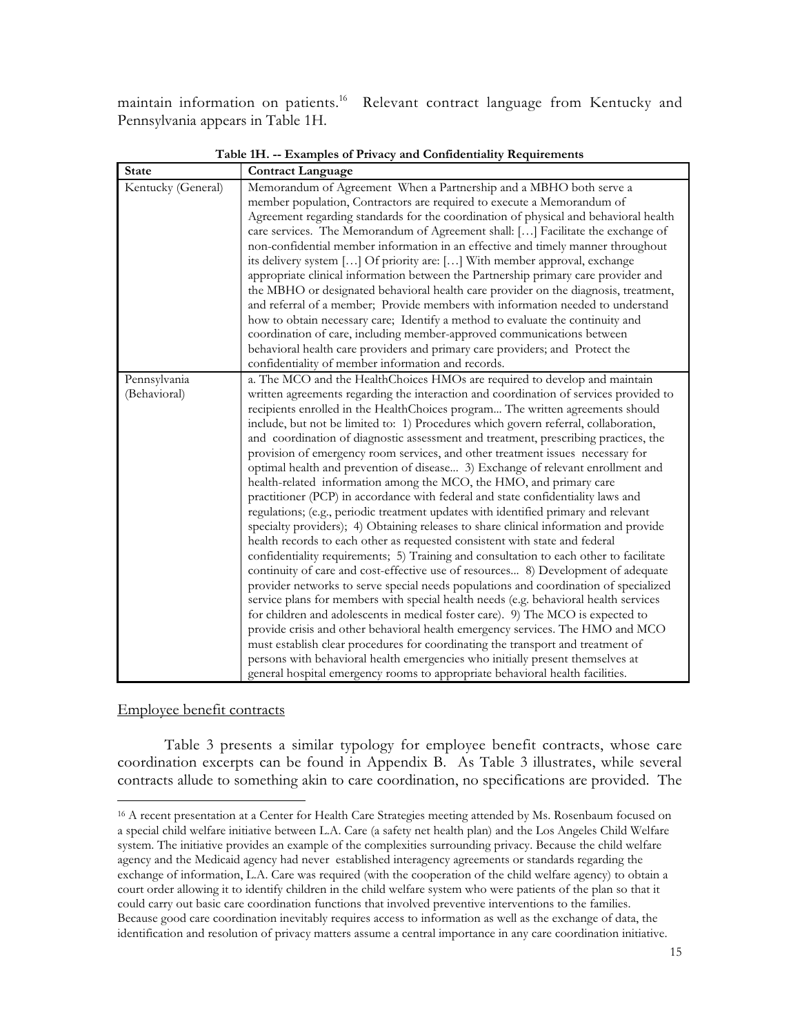maintain information on patients.[16] Relevant contract language from Kentucky and Pennsylvania appears in Table 1H.

**Table 1H. -- Examples of Privacy and Confidentiality Requirements**

| State | Contract Language |
|---|---|
| Kentucky (General) | Memorandum of Agreement When a Partnership and a MBHO both serve a member population, Contractors are required to execute a Memorandum of Agreement regarding standards for the coordination of physical and behavioral health care services. The Memorandum of Agreement shall: […] Facilitate the exchange of non-confidential member information in an effective and timely manner throughout its delivery system […] Of priority are: […] With member approval, exchange appropriate clinical information between the Partnership primary care provider and the MBHO or designated behavioral health care provider on the diagnosis, treatment, and referral of a member; Provide members with information needed to understand how to obtain necessary care; Identify a method to evaluate the continuity and coordination of care, including member-approved communications between behavioral health care providers and primary care providers; and Protect the confidentiality of member information and records. |
| Pennsylvania (Behavioral) | a. The MCO and the HealthChoices HMOs are required to develop and maintain written agreements regarding the interaction and coordination of services provided to recipients enrolled in the HealthChoices program... The written agreements should include, but not be limited to: 1) Procedures which govern referral, collaboration, and coordination of diagnostic assessment and treatment, prescribing practices, the provision of emergency room services, and other treatment issues necessary for optimal health and prevention of disease... 3) Exchange of relevant enrollment and health-related information among the MCO, the HMO, and primary care practitioner (PCP) in accordance with federal and state confidentiality laws and regulations; (e.g., periodic treatment updates with identified primary and relevant specialty providers); 4) Obtaining releases to share clinical information and provide health records to each other as requested consistent with state and federal confidentiality requirements; 5) Training and consultation to each other to facilitate continuity of care and cost-effective use of resources... 8) Development of adequate provider networks to serve special needs populations and coordination of specialized service plans for members with special health needs (e.g. behavioral health services for children and adolescents in medical foster care). 9) The MCO is expected to provide crisis and other behavioral health emergency services. The HMO and MCO must establish clear procedures for coordinating the transport and treatment of persons with behavioral health emergencies who initially present themselves at general hospital emergency rooms to appropriate behavioral health facilities. |

<u>Employee benefit contracts</u>

Table 3 presents a similar typology for employee benefit contracts, whose care coordination excerpts can be found in Appendix B. As Table 3 illustrates, while several contracts allude to something akin to care coordination, no specifications are provided. The

[16] A recent presentation at a Center for Health Care Strategies meeting attended by Ms. Rosenbaum focused on a special child welfare initiative between L.A. Care (a safety net health plan) and the Los Angeles Child Welfare system. The initiative provides an example of the complexities surrounding privacy. Because the child welfare agency and the Medicaid agency had never established interagency agreements or standards regarding the exchange of information, L.A. Care was required (with the cooperation of the child welfare agency) to obtain a court order allowing it to identify children in the child welfare system who were patients of the plan so that it could carry out basic care coordination functions that involved preventive interventions to the families. Because good care coordination inevitably requires access to information as well as the exchange of data, the identification and resolution of privacy matters assume a central importance in any care coordination initiative.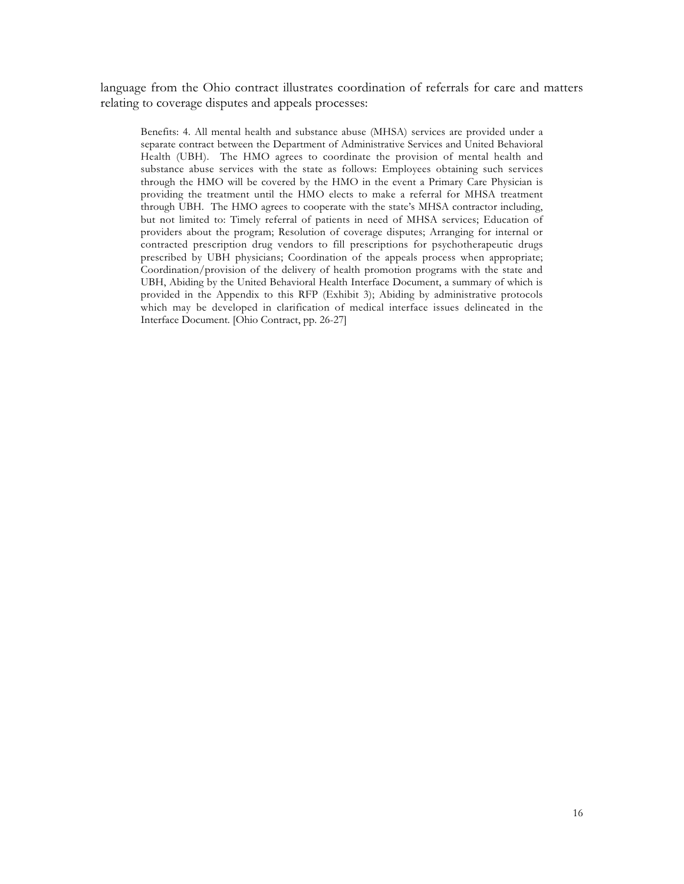language from the Ohio contract illustrates coordination of referrals for care and matters relating to coverage disputes and appeals processes:

> Benefits: 4. All mental health and substance abuse (MHSA) services are provided under a separate contract between the Department of Administrative Services and United Behavioral Health (UBH). The HMO agrees to coordinate the provision of mental health and substance abuse services with the state as follows: Employees obtaining such services through the HMO will be covered by the HMO in the event a Primary Care Physician is providing the treatment until the HMO elects to make a referral for MHSA treatment through UBH. The HMO agrees to cooperate with the state's MHSA contractor including, but not limited to: Timely referral of patients in need of MHSA services; Education of providers about the program; Resolution of coverage disputes; Arranging for internal or contracted prescription drug vendors to fill prescriptions for psychotherapeutic drugs prescribed by UBH physicians; Coordination of the appeals process when appropriate; Coordination/provision of the delivery of health promotion programs with the state and UBH, Abiding by the United Behavioral Health Interface Document, a summary of which is provided in the Appendix to this RFP (Exhibit 3); Abiding by administrative protocols which may be developed in clarification of medical interface issues delineated in the Interface Document. [Ohio Contract, pp. 26-27]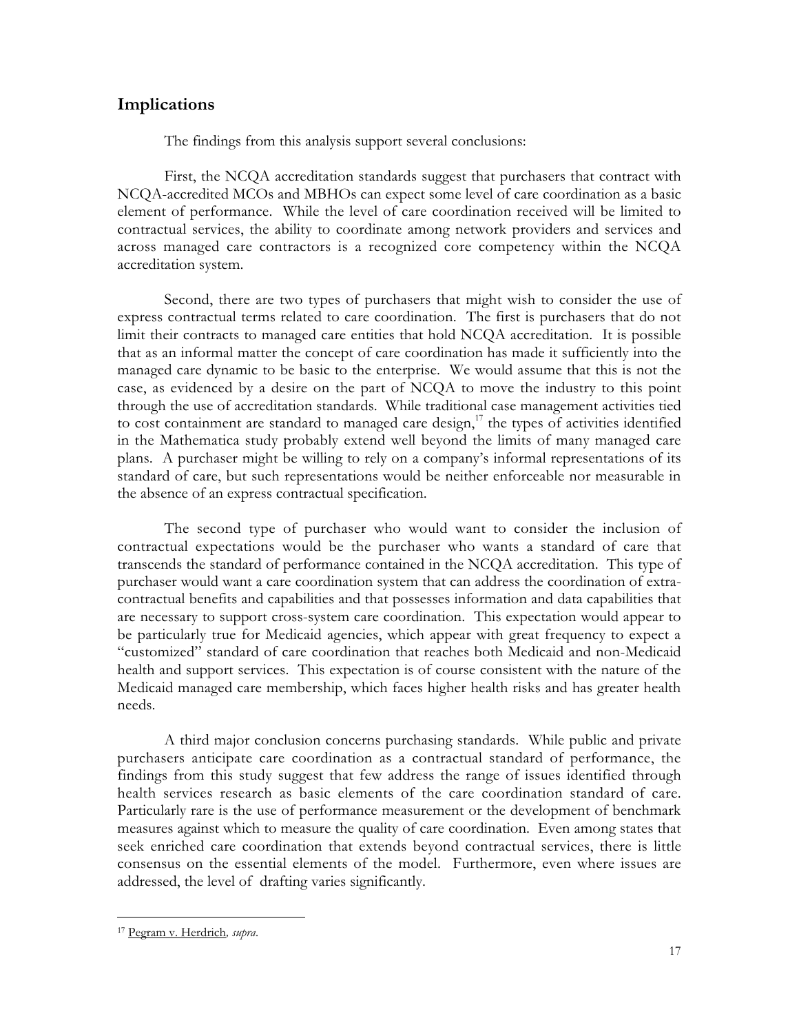## Implications

The findings from this analysis support several conclusions:

First, the NCQA accreditation standards suggest that purchasers that contract with NCQA-accredited MCOs and MBHOs can expect some level of care coordination as a basic element of performance. While the level of care coordination received will be limited to contractual services, the ability to coordinate among network providers and services and across managed care contractors is a recognized core competency within the NCQA accreditation system.

Second, there are two types of purchasers that might wish to consider the use of express contractual terms related to care coordination. The first is purchasers that do not limit their contracts to managed care entities that hold NCQA accreditation. It is possible that as an informal matter the concept of care coordination has made it sufficiently into the managed care dynamic to be basic to the enterprise. We would assume that this is not the case, as evidenced by a desire on the part of NCQA to move the industry to this point through the use of accreditation standards. While traditional case management activities tied to cost containment are standard to managed care design,[17] the types of activities identified in the Mathematica study probably extend well beyond the limits of many managed care plans. A purchaser might be willing to rely on a company's informal representations of its standard of care, but such representations would be neither enforceable nor measurable in the absence of an express contractual specification.

The second type of purchaser who would want to consider the inclusion of contractual expectations would be the purchaser who wants a standard of care that transcends the standard of performance contained in the NCQA accreditation. This type of purchaser would want a care coordination system that can address the coordination of extra-contractual benefits and capabilities and that possesses information and data capabilities that are necessary to support cross-system care coordination. This expectation would appear to be particularly true for Medicaid agencies, which appear with great frequency to expect a "customized" standard of care coordination that reaches both Medicaid and non-Medicaid health and support services. This expectation is of course consistent with the nature of the Medicaid managed care membership, which faces higher health risks and has greater health needs.

A third major conclusion concerns purchasing standards. While public and private purchasers anticipate care coordination as a contractual standard of performance, the findings from this study suggest that few address the range of issues identified through health services research as basic elements of the care coordination standard of care. Particularly rare is the use of performance measurement or the development of benchmark measures against which to measure the quality of care coordination. Even among states that seek enriched care coordination that extends beyond contractual services, there is little consensus on the essential elements of the model. Furthermore, even where issues are addressed, the level of drafting varies significantly.

---

[17] Pegram v. Herdrich, *supra*.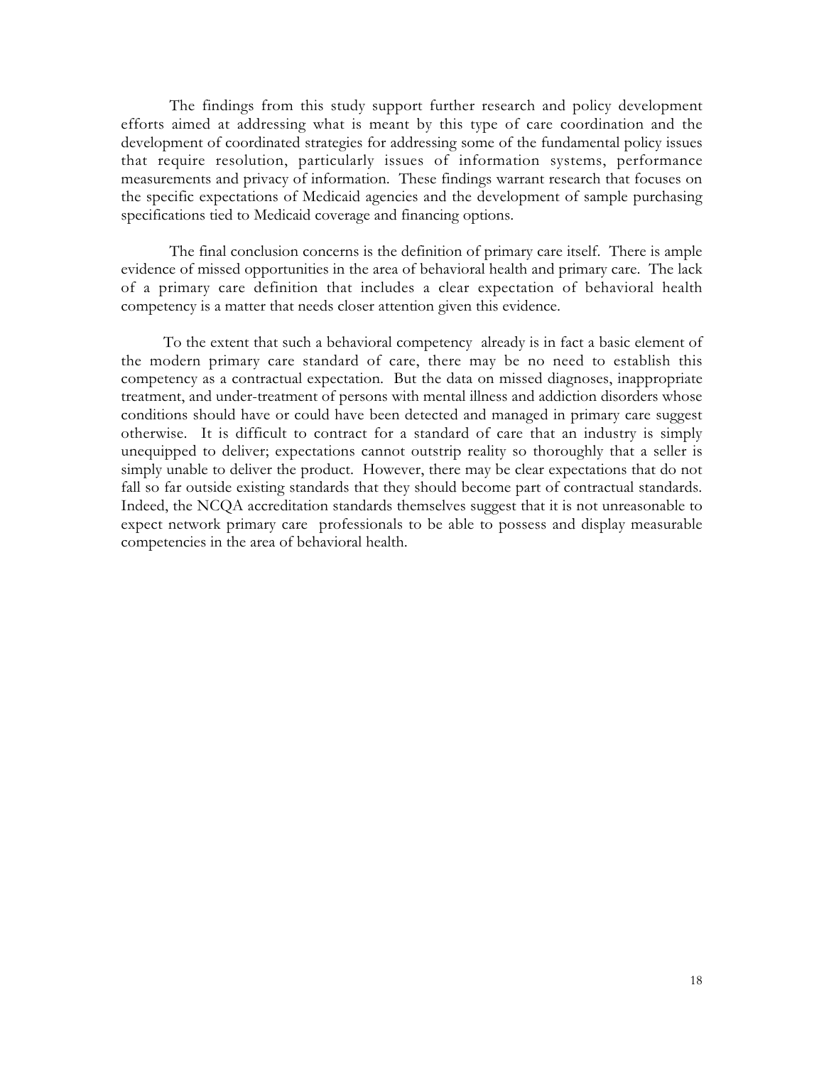The findings from this study support further research and policy development efforts aimed at addressing what is meant by this type of care coordination and the development of coordinated strategies for addressing some of the fundamental policy issues that require resolution, particularly issues of information systems, performance measurements and privacy of information. These findings warrant research that focuses on the specific expectations of Medicaid agencies and the development of sample purchasing specifications tied to Medicaid coverage and financing options.

The final conclusion concerns is the definition of primary care itself. There is ample evidence of missed opportunities in the area of behavioral health and primary care. The lack of a primary care definition that includes a clear expectation of behavioral health competency is a matter that needs closer attention given this evidence.

To the extent that such a behavioral competency already is in fact a basic element of the modern primary care standard of care, there may be no need to establish this competency as a contractual expectation. But the data on missed diagnoses, inappropriate treatment, and under-treatment of persons with mental illness and addiction disorders whose conditions should have or could have been detected and managed in primary care suggest otherwise. It is difficult to contract for a standard of care that an industry is simply unequipped to deliver; expectations cannot outstrip reality so thoroughly that a seller is simply unable to deliver the product. However, there may be clear expectations that do not fall so far outside existing standards that they should become part of contractual standards. Indeed, the NCQA accreditation standards themselves suggest that it is not unreasonable to expect network primary care professionals to be able to possess and display measurable competencies in the area of behavioral health.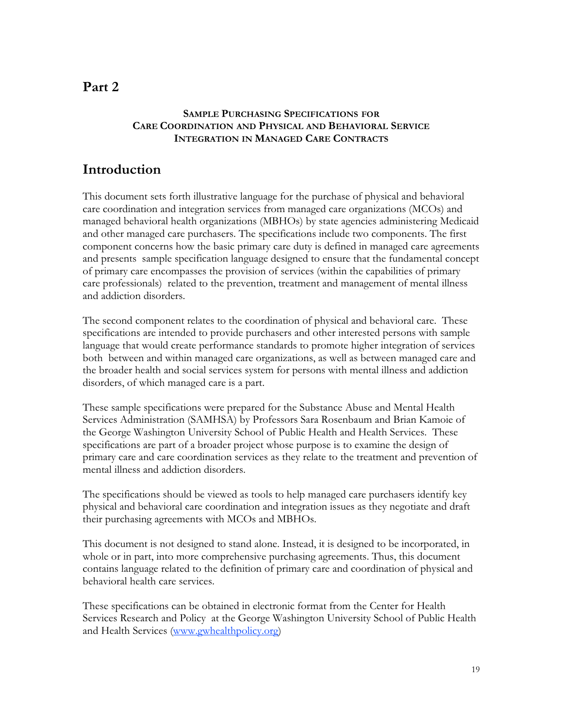# Part 2

**SAMPLE PURCHASING SPECIFICATIONS FOR CARE COORDINATION AND PHYSICAL AND BEHAVIORAL SERVICE INTEGRATION IN MANAGED CARE CONTRACTS**

## Introduction

This document sets forth illustrative language for the purchase of physical and behavioral care coordination and integration services from managed care organizations (MCOs) and managed behavioral health organizations (MBHOs) by state agencies administering Medicaid and other managed care purchasers. The specifications include two components. The first component concerns how the basic primary care duty is defined in managed care agreements and presents sample specification language designed to ensure that the fundamental concept of primary care encompasses the provision of services (within the capabilities of primary care professionals) related to the prevention, treatment and management of mental illness and addiction disorders.

The second component relates to the coordination of physical and behavioral care. These specifications are intended to provide purchasers and other interested persons with sample language that would create performance standards to promote higher integration of services both between and within managed care organizations, as well as between managed care and the broader health and social services system for persons with mental illness and addiction disorders, of which managed care is a part.

These sample specifications were prepared for the Substance Abuse and Mental Health Services Administration (SAMHSA) by Professors Sara Rosenbaum and Brian Kamoie of the George Washington University School of Public Health and Health Services. These specifications are part of a broader project whose purpose is to examine the design of primary care and care coordination services as they relate to the treatment and prevention of mental illness and addiction disorders.

The specifications should be viewed as tools to help managed care purchasers identify key physical and behavioral care coordination and integration issues as they negotiate and draft their purchasing agreements with MCOs and MBHOs.

This document is not designed to stand alone. Instead, it is designed to be incorporated, in whole or in part, into more comprehensive purchasing agreements. Thus, this document contains language related to the definition of primary care and coordination of physical and behavioral health care services.

These specifications can be obtained in electronic format from the Center for Health Services Research and Policy at the George Washington University School of Public Health and Health Services ([www.gwhealthpolicy.org](www.gwhealthpolicy.org))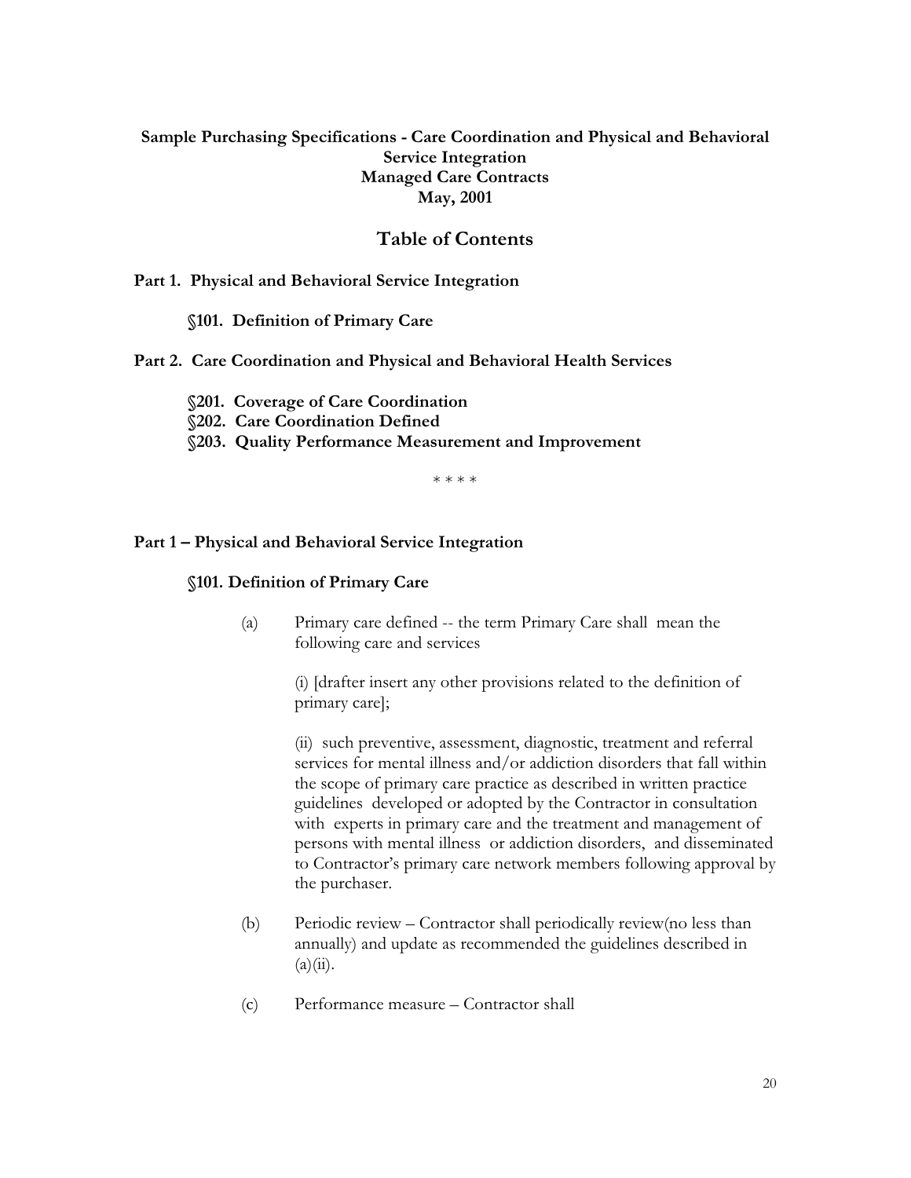**Sample Purchasing Specifications - Care Coordination and Physical and Behavioral Service Integration**
**Managed Care Contracts**
**May, 2001**

## Table of Contents

**Part 1. Physical and Behavioral Service Integration**

**§101. Definition of Primary Care**

**Part 2. Care Coordination and Physical and Behavioral Health Services**

**§201. Coverage of Care Coordination**
**§202. Care Coordination Defined**
**§203. Quality Performance Measurement and Improvement**

* * * *

## Part 1 – Physical and Behavioral Service Integration

### §101. Definition of Primary Care

(a) Primary care defined -- the term Primary Care shall mean the following care and services

(i) [drafter insert any other provisions related to the definition of primary care];

(ii) such preventive, assessment, diagnostic, treatment and referral services for mental illness and/or addiction disorders that fall within the scope of primary care practice as described in written practice guidelines developed or adopted by the Contractor in consultation with experts in primary care and the treatment and management of persons with mental illness or addiction disorders, and disseminated to Contractor's primary care network members following approval by the purchaser.

(b) Periodic review – Contractor shall periodically review(no less than annually) and update as recommended the guidelines described in (a)(ii).

(c) Performance measure – Contractor shall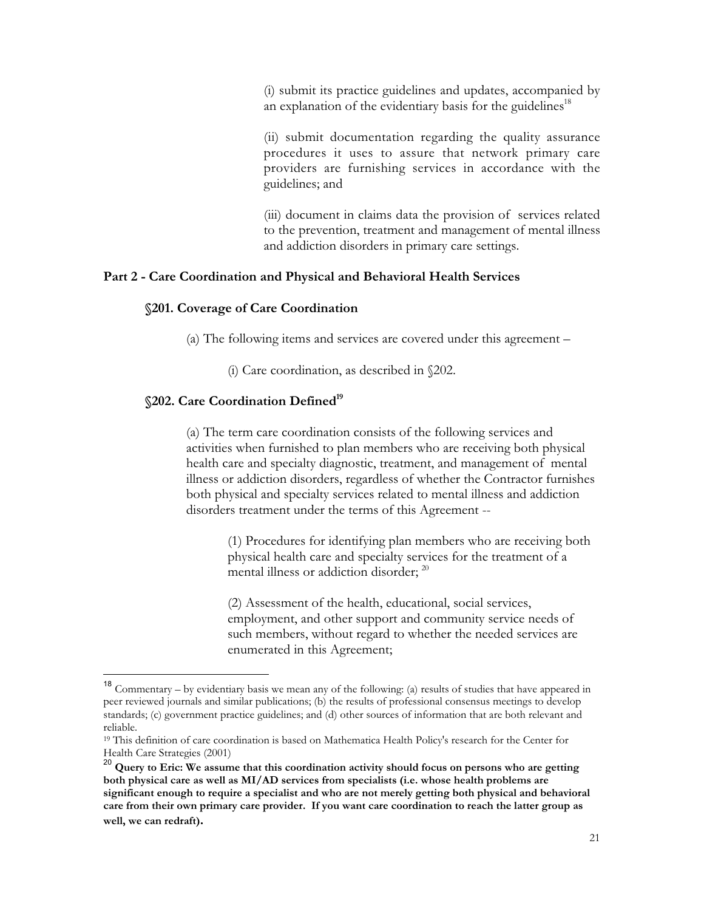(i) submit its practice guidelines and updates, accompanied by an explanation of the evidentiary basis for the guidelines[18]

(ii) submit documentation regarding the quality assurance procedures it uses to assure that network primary care providers are furnishing services in accordance with the guidelines; and

(iii) document in claims data the provision of services related to the prevention, treatment and management of mental illness and addiction disorders in primary care settings.

## Part 2 - Care Coordination and Physical and Behavioral Health Services

### §201. Coverage of Care Coordination

(a) The following items and services are covered under this agreement –

(i) Care coordination, as described in §202.

### §202. Care Coordination Defined[19]

(a) The term care coordination consists of the following services and activities when furnished to plan members who are receiving both physical health care and specialty diagnostic, treatment, and management of mental illness or addiction disorders, regardless of whether the Contractor furnishes both physical and specialty services related to mental illness and addiction disorders treatment under the terms of this Agreement --

(1) Procedures for identifying plan members who are receiving both physical health care and specialty services for the treatment of a mental illness or addiction disorder; [20]

(2) Assessment of the health, educational, social services, employment, and other support and community service needs of such members, without regard to whether the needed services are enumerated in this Agreement;

---

[18] Commentary – by evidentiary basis we mean any of the following: (a) results of studies that have appeared in peer reviewed journals and similar publications; (b) the results of professional consensus meetings to develop standards; (c) government practice guidelines; and (d) other sources of information that are both relevant and reliable.

[19] This definition of care coordination is based on Mathematica Health Policy's research for the Center for Health Care Strategies (2001)

[20] **Query to Eric: We assume that this coordination activity should focus on persons who are getting both physical care as well as MI/AD services from specialists (i.e. whose health problems are significant enough to require a specialist and who are not merely getting both physical and behavioral care from their own primary care provider. If you want care coordination to reach the latter group as well, we can redraft).**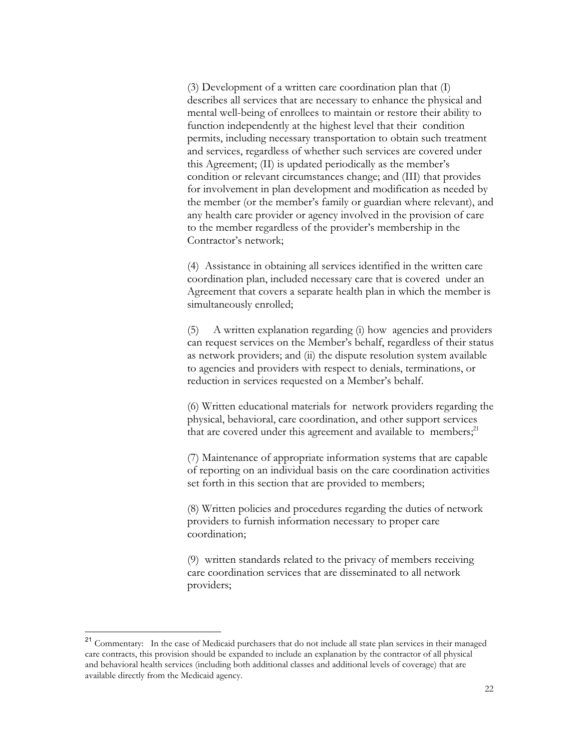(3) Development of a written care coordination plan that (I) describes all services that are necessary to enhance the physical and mental well-being of enrollees to maintain or restore their ability to function independently at the highest level that their condition permits, including necessary transportation to obtain such treatment and services, regardless of whether such services are covered under this Agreement; (II) is updated periodically as the member's condition or relevant circumstances change; and (III) that provides for involvement in plan development and modification as needed by the member (or the member's family or guardian where relevant), and any health care provider or agency involved in the provision of care to the member regardless of the provider's membership in the Contractor's network;

(4) Assistance in obtaining all services identified in the written care coordination plan, included necessary care that is covered under an Agreement that covers a separate health plan in which the member is simultaneously enrolled;

(5) A written explanation regarding (i) how agencies and providers can request services on the Member's behalf, regardless of their status as network providers; and (ii) the dispute resolution system available to agencies and providers with respect to denials, terminations, or reduction in services requested on a Member's behalf.

(6) Written educational materials for network providers regarding the physical, behavioral, care coordination, and other support services that are covered under this agreement and available to members;[21]

(7) Maintenance of appropriate information systems that are capable of reporting on an individual basis on the care coordination activities set forth in this section that are provided to members;

(8) Written policies and procedures regarding the duties of network providers to furnish information necessary to proper care coordination;

(9) written standards related to the privacy of members receiving care coordination services that are disseminated to all network providers;

---

[21] Commentary: In the case of Medicaid purchasers that do not include all state plan services in their managed care contracts, this provision should be expanded to include an explanation by the contractor of all physical and behavioral health services (including both additional classes and additional levels of coverage) that are available directly from the Medicaid agency.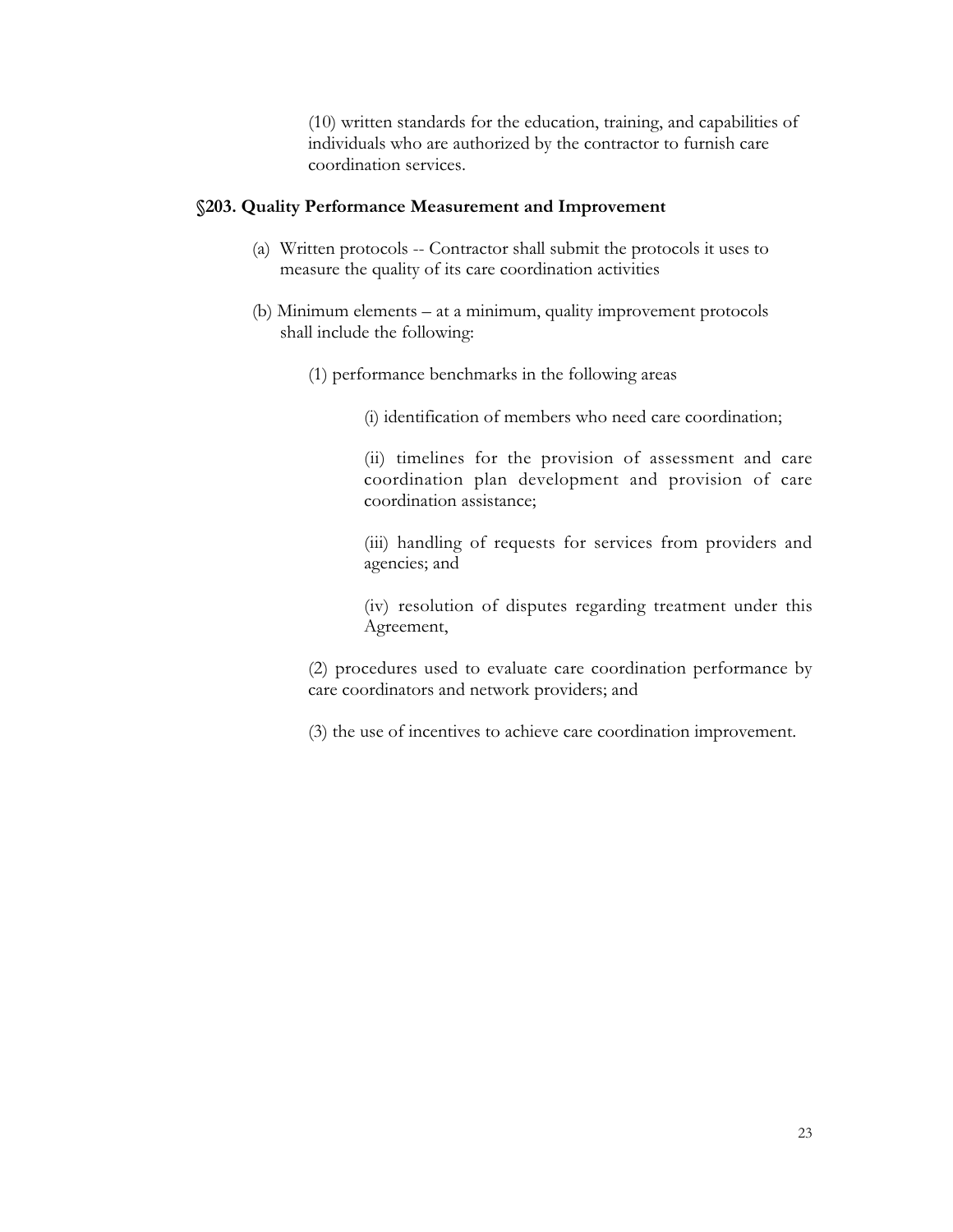(10) written standards for the education, training, and capabilities of individuals who are authorized by the contractor to furnish care coordination services.

### §203. Quality Performance Measurement and Improvement

(a) Written protocols -- Contractor shall submit the protocols it uses to measure the quality of its care coordination activities

(b) Minimum elements – at a minimum, quality improvement protocols shall include the following:

(1) performance benchmarks in the following areas

(i) identification of members who need care coordination;

(ii) timelines for the provision of assessment and care coordination plan development and provision of care coordination assistance;

(iii) handling of requests for services from providers and agencies; and

(iv) resolution of disputes regarding treatment under this Agreement,

(2) procedures used to evaluate care coordination performance by care coordinators and network providers; and

(3) the use of incentives to achieve care coordination improvement.